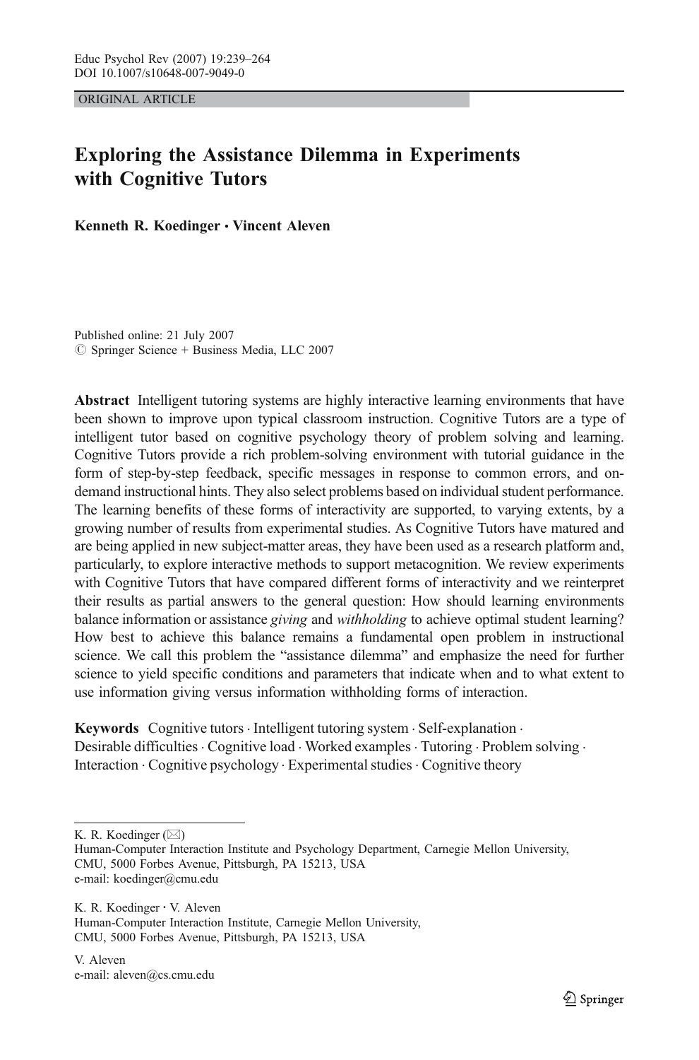ORIGINAL ARTICLE

# Exploring the Assistance Dilemma in Experiments with Cognitive Tutors

**Kenneth R. Koedinger · Vincent Aleven**

Published online: 21 July 2007
© Springer Science + Business Media, LLC 2007

**Abstract** Intelligent tutoring systems are highly interactive learning environments that have been shown to improve upon typical classroom instruction. Cognitive Tutors are a type of intelligent tutor based on cognitive psychology theory of problem solving and learning. Cognitive Tutors provide a rich problem-solving environment with tutorial guidance in the form of step-by-step feedback, specific messages in response to common errors, and on-demand instructional hints. They also select problems based on individual student performance. The learning benefits of these forms of interactivity are supported, to varying extents, by a growing number of results from experimental studies. As Cognitive Tutors have matured and are being applied in new subject-matter areas, they have been used as a research platform and, particularly, to explore interactive methods to support metacognition. We review experiments with Cognitive Tutors that have compared different forms of interactivity and we reinterpret their results as partial answers to the general question: How should learning environments balance information or assistance *giving* and *withholding* to achieve optimal student learning? How best to achieve this balance remains a fundamental open problem in instructional science. We call this problem the "assistance dilemma" and emphasize the need for further science to yield specific conditions and parameters that indicate when and to what extent to use information giving versus information withholding forms of interaction.

**Keywords** Cognitive tutors · Intelligent tutoring system · Self-explanation · Desirable difficulties · Cognitive load · Worked examples · Tutoring · Problem solving · Interaction · Cognitive psychology · Experimental studies · Cognitive theory

K. R. Koedinger (✉)
Human-Computer Interaction Institute and Psychology Department, Carnegie Mellon University, CMU, 5000 Forbes Avenue, Pittsburgh, PA 15213, USA
e-mail: koedinger@cmu.edu

K. R. Koedinger · V. Aleven
Human-Computer Interaction Institute, Carnegie Mellon University, CMU, 5000 Forbes Avenue, Pittsburgh, PA 15213, USA

V. Aleven
e-mail: aleven@cs.cmu.edu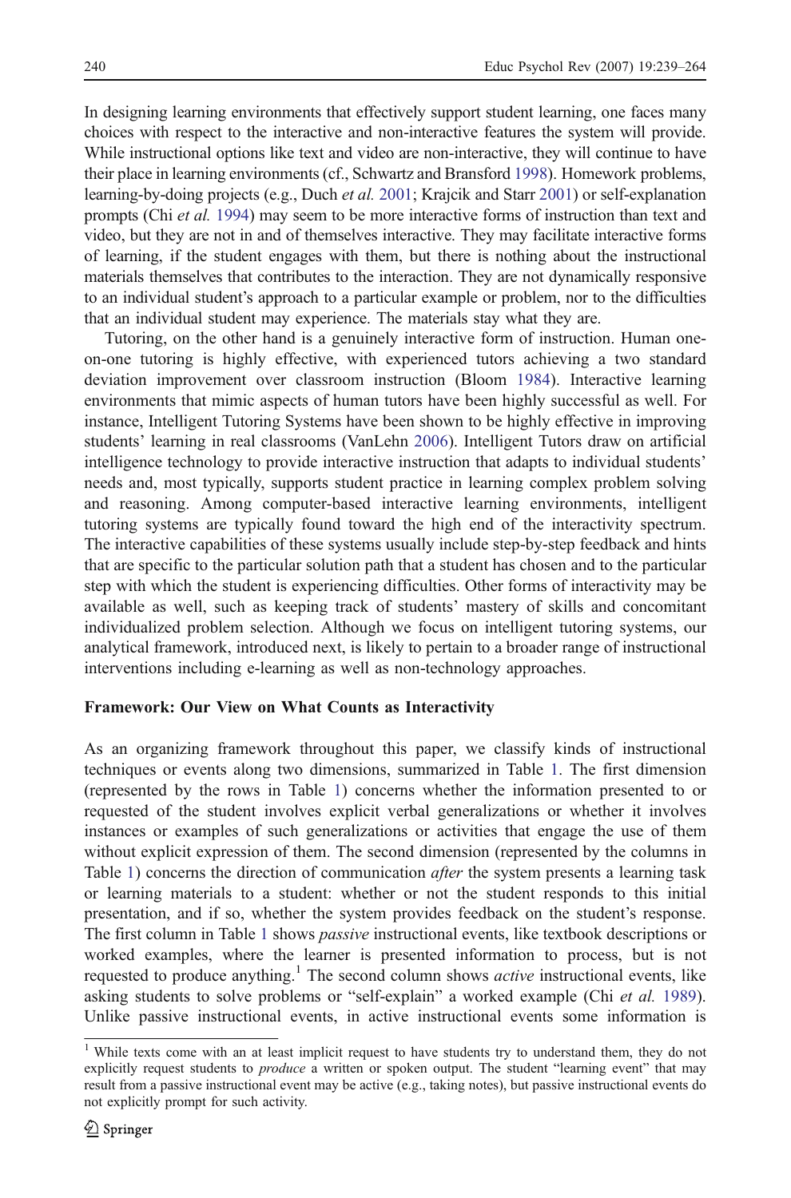In designing learning environments that effectively support student learning, one faces many choices with respect to the interactive and non-interactive features the system will provide. While instructional options like text and video are non-interactive, they will continue to have their place in learning environments (cf., Schwartz and Bransford 1998). Homework problems, learning-by-doing projects (e.g., Duch *et al.* 2001; Krajcik and Starr 2001) or self-explanation prompts (Chi *et al.* 1994) may seem to be more interactive forms of instruction than text and video, but they are not in and of themselves interactive. They may facilitate interactive forms of learning, if the student engages with them, but there is nothing about the instructional materials themselves that contributes to the interaction. They are not dynamically responsive to an individual student's approach to a particular example or problem, nor to the difficulties that an individual student may experience. The materials stay what they are.

Tutoring, on the other hand is a genuinely interactive form of instruction. Human one-on-one tutoring is highly effective, with experienced tutors achieving a two standard deviation improvement over classroom instruction (Bloom 1984). Interactive learning environments that mimic aspects of human tutors have been highly successful as well. For instance, Intelligent Tutoring Systems have been shown to be highly effective in improving students' learning in real classrooms (VanLehn 2006). Intelligent Tutors draw on artificial intelligence technology to provide interactive instruction that adapts to individual students' needs and, most typically, supports student practice in learning complex problem solving and reasoning. Among computer-based interactive learning environments, intelligent tutoring systems are typically found toward the high end of the interactivity spectrum. The interactive capabilities of these systems usually include step-by-step feedback and hints that are specific to the particular solution path that a student has chosen and to the particular step with which the student is experiencing difficulties. Other forms of interactivity may be available as well, such as keeping track of students' mastery of skills and concomitant individualized problem selection. Although we focus on intelligent tutoring systems, our analytical framework, introduced next, is likely to pertain to a broader range of instructional interventions including e-learning as well as non-technology approaches.

**Framework: Our View on What Counts as Interactivity**

As an organizing framework throughout this paper, we classify kinds of instructional techniques or events along two dimensions, summarized in Table 1. The first dimension (represented by the rows in Table 1) concerns whether the information presented to or requested of the student involves explicit verbal generalizations or whether it involves instances or examples of such generalizations or activities that engage the use of them without explicit expression of them. The second dimension (represented by the columns in Table 1) concerns the direction of communication *after* the system presents a learning task or learning materials to a student: whether or not the student responds to this initial presentation, and if so, whether the system provides feedback on the student's response. The first column in Table 1 shows *passive* instructional events, like textbook descriptions or worked examples, where the learner is presented information to process, but is not requested to produce anything.[1] The second column shows *active* instructional events, like asking students to solve problems or "self-explain" a worked example (Chi *et al.* 1989). Unlike passive instructional events, in active instructional events some information is

[1] While texts come with an at least implicit request to have students try to understand them, they do not explicitly request students to *produce* a written or spoken output. The student "learning event" that may result from a passive instructional event may be active (e.g., taking notes), but passive instructional events do not explicitly prompt for such activity.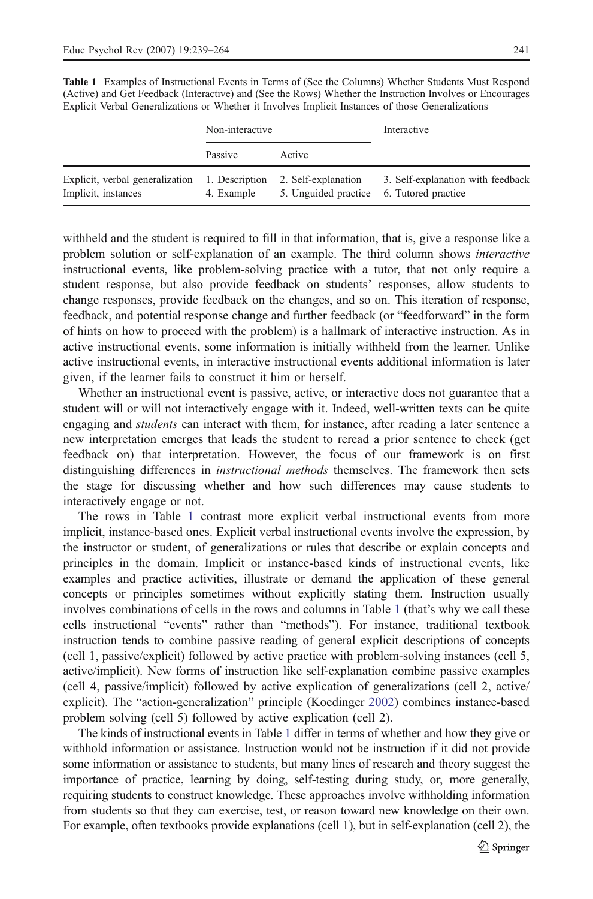**Table 1** Examples of Instructional Events in Terms of (See the Columns) Whether Students Must Respond (Active) and Get Feedback (Interactive) and (See the Rows) Whether the Instruction Involves or Encourages Explicit Verbal Generalizations or Whether it Involves Implicit Instances of those Generalizations

| | Non-interactive | | Interactive |
|---|---|---|---|
| | Passive | Active | |
| Explicit, verbal generalization | 1. Description | 2. Self-explanation | 3. Self-explanation with feedback |
| Implicit, instances | 4. Example | 5. Unguided practice | 6. Tutored practice |

withheld and the student is required to fill in that information, that is, give a response like a problem solution or self-explanation of an example. The third column shows *interactive* instructional events, like problem-solving practice with a tutor, that not only require a student response, but also provide feedback on students' responses, allow students to change responses, provide feedback on the changes, and so on. This iteration of response, feedback, and potential response change and further feedback (or "feedforward" in the form of hints on how to proceed with the problem) is a hallmark of interactive instruction. As in active instructional events, some information is initially withheld from the learner. Unlike active instructional events, in interactive instructional events additional information is later given, if the learner fails to construct it him or herself.

Whether an instructional event is passive, active, or interactive does not guarantee that a student will or will not interactively engage with it. Indeed, well-written texts can be quite engaging and *students* can interact with them, for instance, after reading a later sentence a new interpretation emerges that leads the student to reread a prior sentence to check (get feedback on) that interpretation. However, the focus of our framework is on first distinguishing differences in *instructional methods* themselves. The framework then sets the stage for discussing whether and how such differences may cause students to interactively engage or not.

The rows in Table 1 contrast more explicit verbal instructional events from more implicit, instance-based ones. Explicit verbal instructional events involve the expression, by the instructor or student, of generalizations or rules that describe or explain concepts and principles in the domain. Implicit or instance-based kinds of instructional events, like examples and practice activities, illustrate or demand the application of these general concepts or principles sometimes without explicitly stating them. Instruction usually involves combinations of cells in the rows and columns in Table 1 (that's why we call these cells instructional "events" rather than "methods"). For instance, traditional textbook instruction tends to combine passive reading of general explicit descriptions of concepts (cell 1, passive/explicit) followed by active practice with problem-solving instances (cell 5, active/implicit). New forms of instruction like self-explanation combine passive examples (cell 4, passive/implicit) followed by active explication of generalizations (cell 2, active/explicit). The "action-generalization" principle (Koedinger 2002) combines instance-based problem solving (cell 5) followed by active explication (cell 2).

The kinds of instructional events in Table 1 differ in terms of whether and how they give or withhold information or assistance. Instruction would not be instruction if it did not provide some information or assistance to students, but many lines of research and theory suggest the importance of practice, learning by doing, self-testing during study, or, more generally, requiring students to construct knowledge. These approaches involve withholding information from students so that they can exercise, test, or reason toward new knowledge on their own. For example, often textbooks provide explanations (cell 1), but in self-explanation (cell 2), the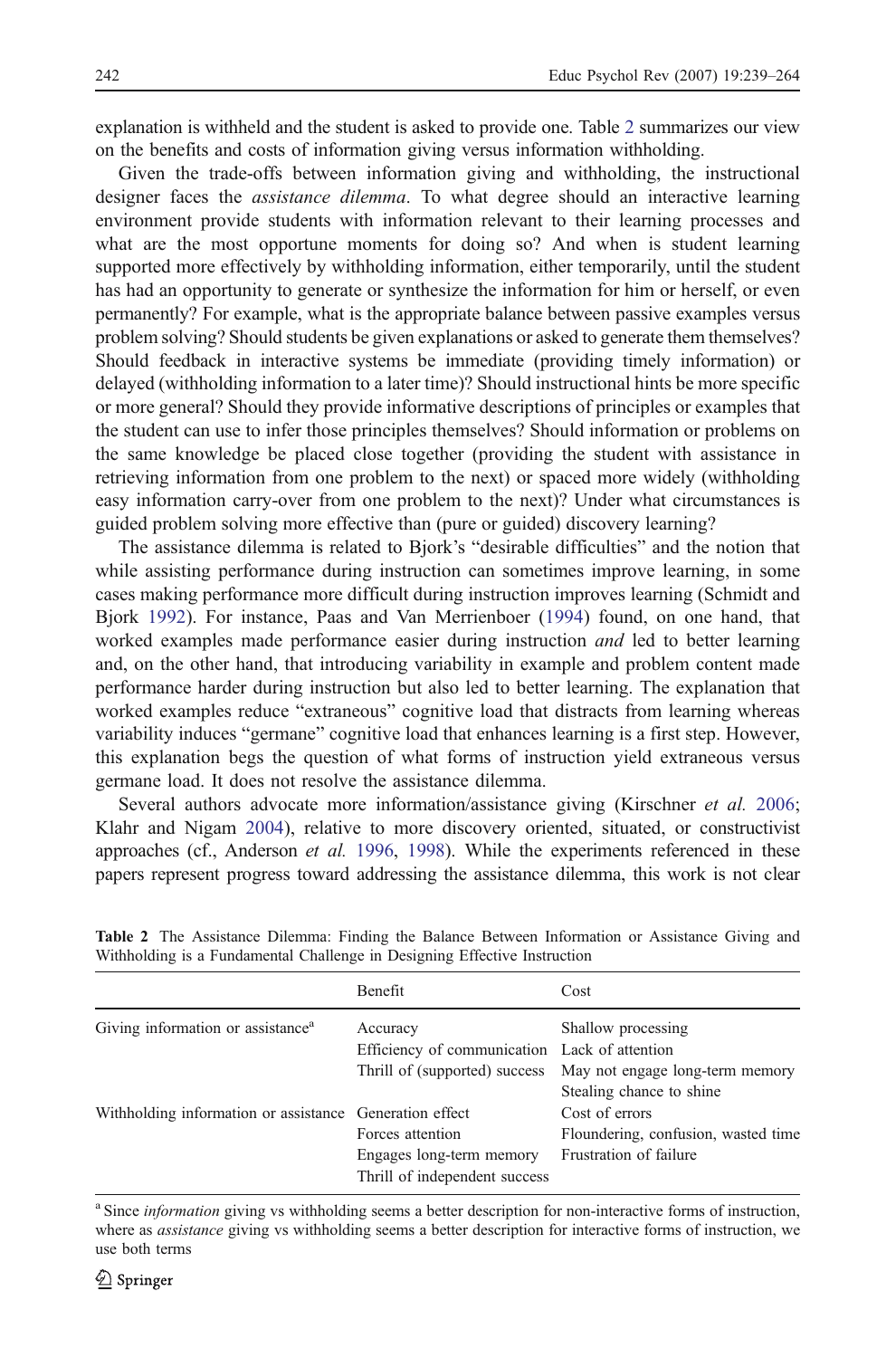explanation is withheld and the student is asked to provide one. Table 2 summarizes our view on the benefits and costs of information giving versus information withholding.

Given the trade-offs between information giving and withholding, the instructional designer faces the *assistance dilemma*. To what degree should an interactive learning environment provide students with information relevant to their learning processes and what are the most opportune moments for doing so? And when is student learning supported more effectively by withholding information, either temporarily, until the student has had an opportunity to generate or synthesize the information for him or herself, or even permanently? For example, what is the appropriate balance between passive examples versus problem solving? Should students be given explanations or asked to generate them themselves? Should feedback in interactive systems be immediate (providing timely information) or delayed (withholding information to a later time)? Should instructional hints be more specific or more general? Should they provide informative descriptions of principles or examples that the student can use to infer those principles themselves? Should information or problems on the same knowledge be placed close together (providing the student with assistance in retrieving information from one problem to the next) or spaced more widely (withholding easy information carry-over from one problem to the next)? Under what circumstances is guided problem solving more effective than (pure or guided) discovery learning?

The assistance dilemma is related to Bjork's "desirable difficulties" and the notion that while assisting performance during instruction can sometimes improve learning, in some cases making performance more difficult during instruction improves learning (Schmidt and Bjork 1992). For instance, Paas and Van Merrienboer (1994) found, on one hand, that worked examples made performance easier during instruction *and* led to better learning and, on the other hand, that introducing variability in example and problem content made performance harder during instruction but also led to better learning. The explanation that worked examples reduce "extraneous" cognitive load that distracts from learning whereas variability induces "germane" cognitive load that enhances learning is a first step. However, this explanation begs the question of what forms of instruction yield extraneous versus germane load. It does not resolve the assistance dilemma.

Several authors advocate more information/assistance giving (Kirschner *et al.* 2006; Klahr and Nigam 2004), relative to more discovery oriented, situated, or constructivist approaches (cf., Anderson *et al.* 1996, 1998). While the experiments referenced in these papers represent progress toward addressing the assistance dilemma, this work is not clear

**Table 2** The Assistance Dilemma: Finding the Balance Between Information or Assistance Giving and Withholding is a Fundamental Challenge in Designing Effective Instruction

| | Benefit | Cost |
|---|---|---|
| Giving information or assistance[a] | Accuracy<br>Efficiency of communication<br>Thrill of (supported) success | Shallow processing<br>Lack of attention<br>May not engage long-term memory<br>Stealing chance to shine |
| Withholding information or assistance | Generation effect<br>Forces attention<br>Engages long-term memory<br>Thrill of independent success | Cost of errors<br>Floundering, confusion, wasted time<br>Frustration of failure |

[a] Since *information* giving vs withholding seems a better description for non-interactive forms of instruction, where as *assistance* giving vs withholding seems a better description for interactive forms of instruction, we use both terms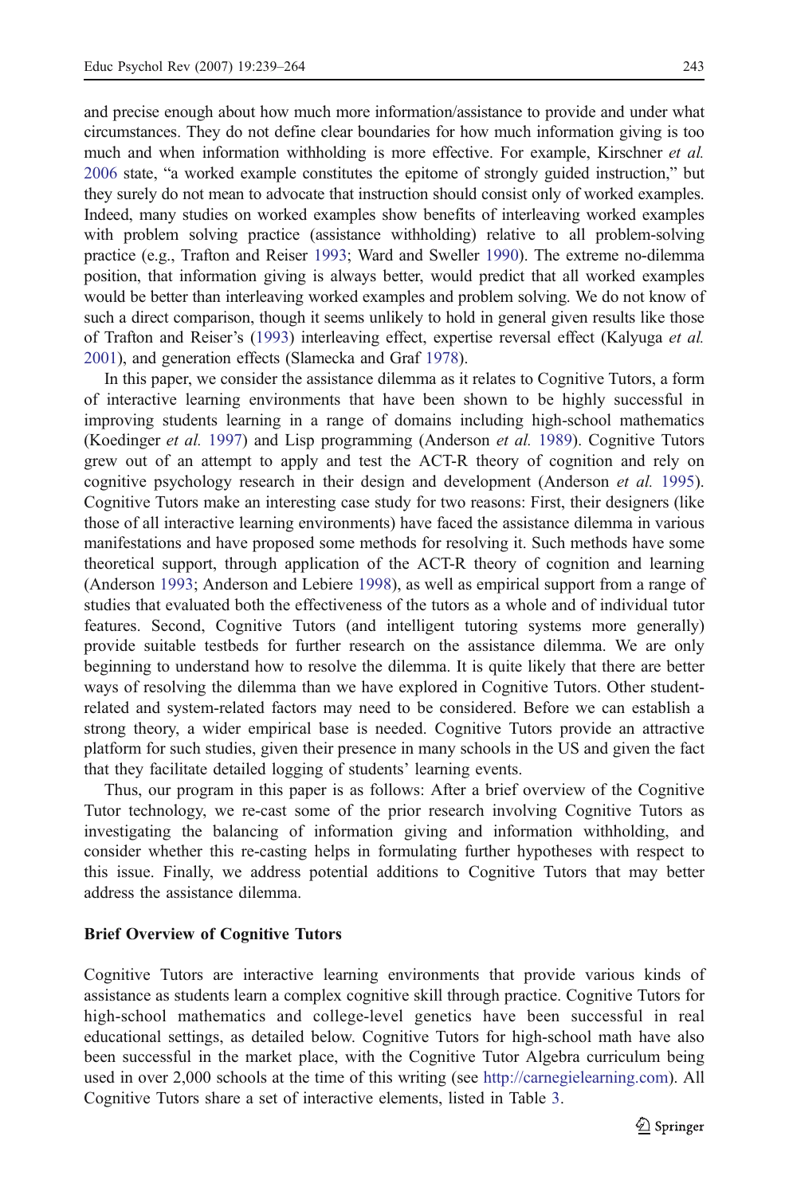and precise enough about how much more information/assistance to provide and under what circumstances. They do not define clear boundaries for how much information giving is too much and when information withholding is more effective. For example, Kirschner *et al.* 2006 state, "a worked example constitutes the epitome of strongly guided instruction," but they surely do not mean to advocate that instruction should consist only of worked examples. Indeed, many studies on worked examples show benefits of interleaving worked examples with problem solving practice (assistance withholding) relative to all problem-solving practice (e.g., Trafton and Reiser 1993; Ward and Sweller 1990). The extreme no-dilemma position, that information giving is always better, would predict that all worked examples would be better than interleaving worked examples and problem solving. We do not know of such a direct comparison, though it seems unlikely to hold in general given results like those of Trafton and Reiser's (1993) interleaving effect, expertise reversal effect (Kalyuga *et al.* 2001), and generation effects (Slamecka and Graf 1978).

In this paper, we consider the assistance dilemma as it relates to Cognitive Tutors, a form of interactive learning environments that have been shown to be highly successful in improving students learning in a range of domains including high-school mathematics (Koedinger *et al.* 1997) and Lisp programming (Anderson *et al.* 1989). Cognitive Tutors grew out of an attempt to apply and test the ACT-R theory of cognition and rely on cognitive psychology research in their design and development (Anderson *et al.* 1995). Cognitive Tutors make an interesting case study for two reasons: First, their designers (like those of all interactive learning environments) have faced the assistance dilemma in various manifestations and have proposed some methods for resolving it. Such methods have some theoretical support, through application of the ACT-R theory of cognition and learning (Anderson 1993; Anderson and Lebiere 1998), as well as empirical support from a range of studies that evaluated both the effectiveness of the tutors as a whole and of individual tutor features. Second, Cognitive Tutors (and intelligent tutoring systems more generally) provide suitable testbeds for further research on the assistance dilemma. We are only beginning to understand how to resolve the dilemma. It is quite likely that there are better ways of resolving the dilemma than we have explored in Cognitive Tutors. Other student-related and system-related factors may need to be considered. Before we can establish a strong theory, a wider empirical base is needed. Cognitive Tutors provide an attractive platform for such studies, given their presence in many schools in the US and given the fact that they facilitate detailed logging of students' learning events.

Thus, our program in this paper is as follows: After a brief overview of the Cognitive Tutor technology, we re-cast some of the prior research involving Cognitive Tutors as investigating the balancing of information giving and information withholding, and consider whether this re-casting helps in formulating further hypotheses with respect to this issue. Finally, we address potential additions to Cognitive Tutors that may better address the assistance dilemma.

## Brief Overview of Cognitive Tutors

Cognitive Tutors are interactive learning environments that provide various kinds of assistance as students learn a complex cognitive skill through practice. Cognitive Tutors for high-school mathematics and college-level genetics have been successful in real educational settings, as detailed below. Cognitive Tutors for high-school math have also been successful in the market place, with the Cognitive Tutor Algebra curriculum being used in over 2,000 schools at the time of this writing (see http://carnegielearning.com). All Cognitive Tutors share a set of interactive elements, listed in Table 3.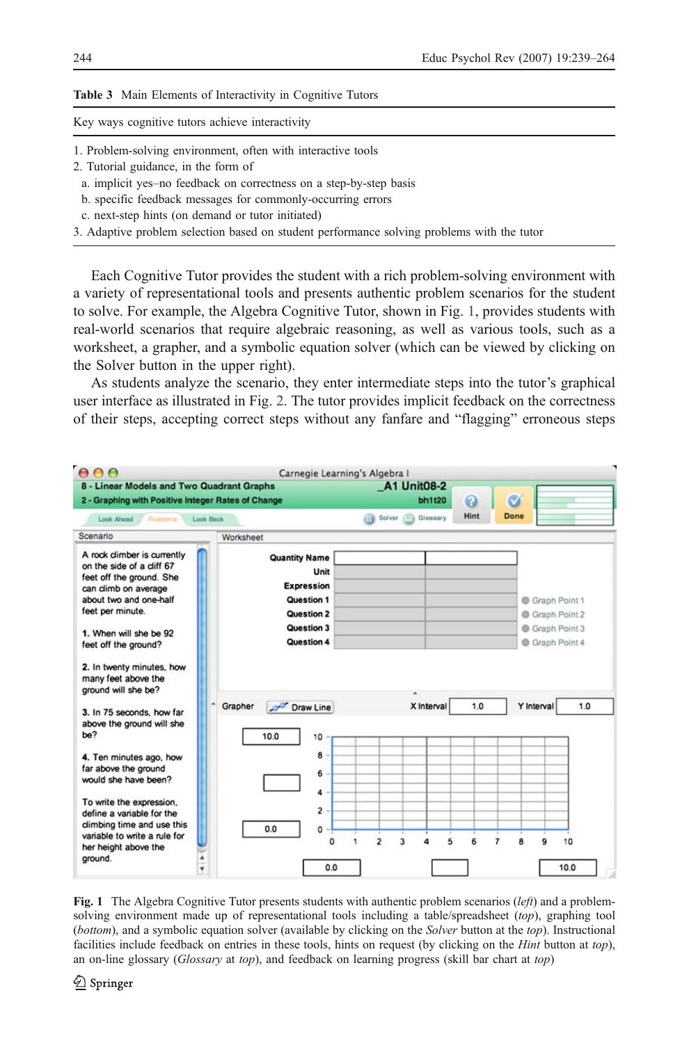**Table 3** Main Elements of Interactivity in Cognitive Tutors

| Key ways cognitive tutors achieve interactivity |
|---|
| 1. Problem-solving environment, often with interactive tools |
| 2. Tutorial guidance, in the form of |
| a. implicit yes–no feedback on correctness on a step-by-step basis |
| b. specific feedback messages for commonly-occurring errors |
| c. next-step hints (on demand or tutor initiated) |
| 3. Adaptive problem selection based on student performance solving problems with the tutor |

Each Cognitive Tutor provides the student with a rich problem-solving environment with a variety of representational tools and presents authentic problem scenarios for the student to solve. For example, the Algebra Cognitive Tutor, shown in Fig. 1, provides students with real-world scenarios that require algebraic reasoning, as well as various tools, such as a worksheet, a grapher, and a symbolic equation solver (which can be viewed by clicking on the Solver button in the upper right).

As students analyze the scenario, they enter intermediate steps into the tutor's graphical user interface as illustrated in Fig. 2. The tutor provides implicit feedback on the correctness of their steps, accepting correct steps without any fanfare and "flagging" erroneous steps

**Fig. 1** The Algebra Cognitive Tutor presents students with authentic problem scenarios (*left*) and a problem-solving environment made up of representational tools including a table/spreadsheet (*top*), graphing tool (*bottom*), and a symbolic equation solver (available by clicking on the *Solver* button at the *top*). Instructional facilities include feedback on entries in these tools, hints on request (by clicking on the *Hint* button at *top*), an on-line glossary (*Glossary* at *top*), and feedback on learning progress (skill bar chart at *top*)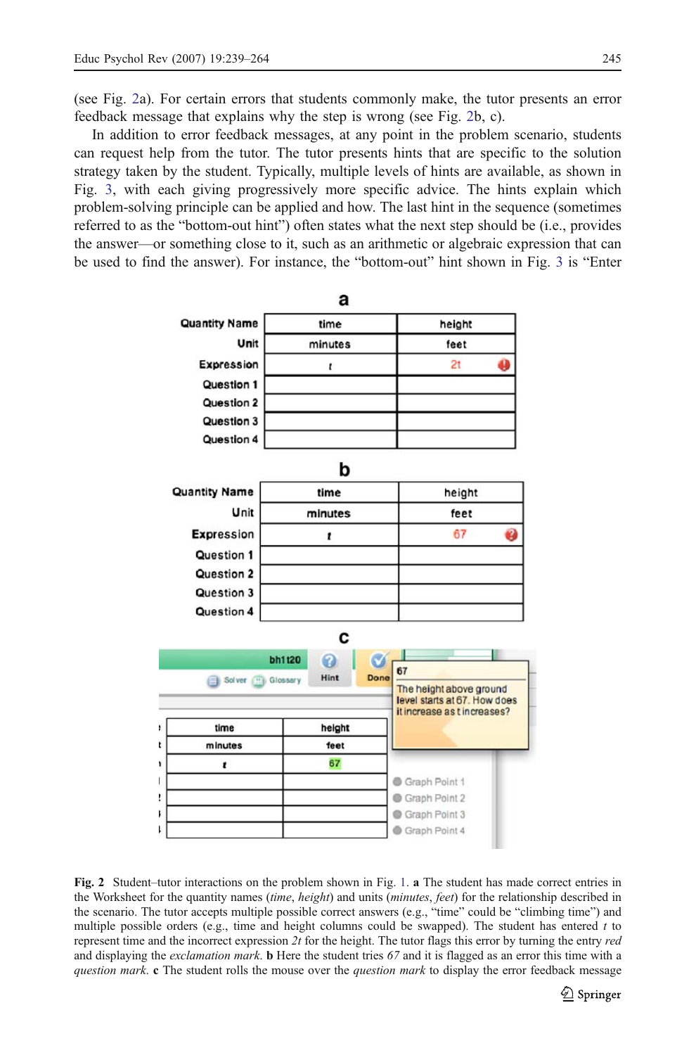(see Fig. 2a). For certain errors that students commonly make, the tutor presents an error feedback message that explains why the step is wrong (see Fig. 2b, c).

In addition to error feedback messages, at any point in the problem scenario, students can request help from the tutor. The tutor presents hints that are specific to the solution strategy taken by the student. Typically, multiple levels of hints are available, as shown in Fig. 3, with each giving progressively more specific advice. The hints explain which problem-solving principle can be applied and how. The last hint in the sequence (sometimes referred to as the "bottom-out hint") often states what the next step should be (i.e., provides the answer—or something close to it, such as an arithmetic or algebraic expression that can be used to find the answer). For instance, the "bottom-out" hint shown in Fig. 3 is "Enter

**a**

| Quantity Name | time | height |
|---|---|---|
| Unit | minutes | feet |
| Expression | t | 2t |
| Question 1 | | |
| Question 2 | | |
| Question 3 | | |
| Question 4 | | |

**b**

| Quantity Name | time | height |
|---|---|---|
| Unit | minutes | feet |
| Expression | t | 67 |
| Question 1 | | |
| Question 2 | | |
| Question 3 | | |
| Question 4 | | |

**c**

bh1t20 — Hint — Done — Solver — Glossary

| time | height |
|---|---|
| minutes | feet |
| t | 67 |
| | |
| | |
| | |
| | |

67
The height above ground level starts at 67. How does it increase as t increases?

Graph Point 1
Graph Point 2
Graph Point 3
Graph Point 4

**Fig. 2** Student–tutor interactions on the problem shown in Fig. 1. **a** The student has made correct entries in the Worksheet for the quantity names (*time*, *height*) and units (*minutes*, *feet*) for the relationship described in the scenario. The tutor accepts multiple possible correct answers (e.g., "time" could be "climbing time") and multiple possible orders (e.g., time and height columns could be swapped). The student has entered $t$ to represent time and the incorrect expression *2t* for the height. The tutor flags this error by turning the entry *red* and displaying the *exclamation mark*. **b** Here the student tries *67* and it is flagged as an error this time with a *question mark*. **c** The student rolls the mouse over the *question mark* to display the error feedback message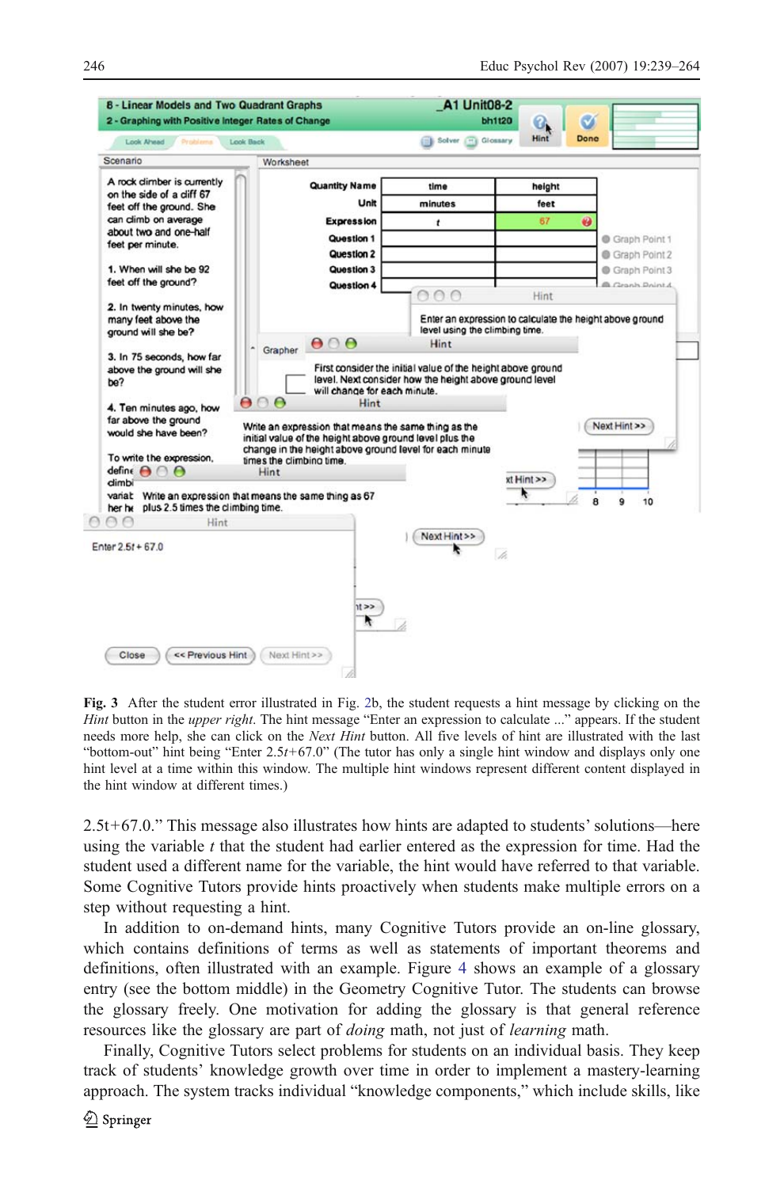**Fig. 3** After the student error illustrated in Fig. 2b, the student requests a hint message by clicking on the *Hint* button in the *upper right*. The hint message "Enter an expression to calculate ..." appears. If the student needs more help, she can click on the *Next Hint* button. All five levels of hint are illustrated with the last "bottom-out" hint being "Enter 2.5*t*+67.0" (The tutor has only a single hint window and displays only one hint level at a time within this window. The multiple hint windows represent different content displayed in the hint window at different times.)

2.5t+67.0." This message also illustrates how hints are adapted to students' solutions—here using the variable *t* that the student had earlier entered as the expression for time. Had the student used a different name for the variable, the hint would have referred to that variable. Some Cognitive Tutors provide hints proactively when students make multiple errors on a step without requesting a hint.

In addition to on-demand hints, many Cognitive Tutors provide an on-line glossary, which contains definitions of terms as well as statements of important theorems and definitions, often illustrated with an example. Figure 4 shows an example of a glossary entry (see the bottom middle) in the Geometry Cognitive Tutor. The students can browse the glossary freely. One motivation for adding the glossary is that general reference resources like the glossary are part of *doing* math, not just of *learning* math.

Finally, Cognitive Tutors select problems for students on an individual basis. They keep track of students' knowledge growth over time in order to implement a mastery-learning approach. The system tracks individual "knowledge components," which include skills, like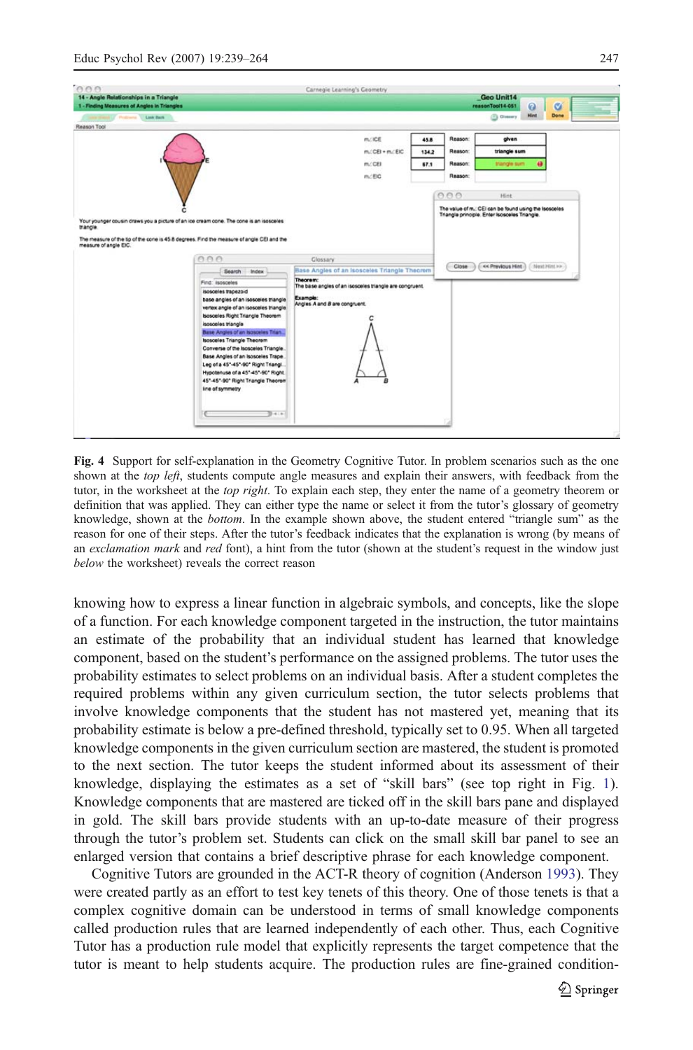**Fig. 4** Support for self-explanation in the Geometry Cognitive Tutor. In problem scenarios such as the one shown at the *top left*, students compute angle measures and explain their answers, with feedback from the tutor, in the worksheet at the *top right*. To explain each step, they enter the name of a geometry theorem or definition that was applied. They can either type the name or select it from the tutor's glossary of geometry knowledge, shown at the *bottom*. In the example shown above, the student entered "triangle sum" as the reason for one of their steps. After the tutor's feedback indicates that the explanation is wrong (by means of an *exclamation mark* and *red* font), a hint from the tutor (shown at the student's request in the window just *below* the worksheet) reveals the correct reason

knowing how to express a linear function in algebraic symbols, and concepts, like the slope of a function. For each knowledge component targeted in the instruction, the tutor maintains an estimate of the probability that an individual student has learned that knowledge component, based on the student's performance on the assigned problems. The tutor uses the probability estimates to select problems on an individual basis. After a student completes the required problems within any given curriculum section, the tutor selects problems that involve knowledge components that the student has not mastered yet, meaning that its probability estimate is below a pre-defined threshold, typically set to 0.95. When all targeted knowledge components in the given curriculum section are mastered, the student is promoted to the next section. The tutor keeps the student informed about its assessment of their knowledge, displaying the estimates as a set of "skill bars" (see top right in Fig. 1). Knowledge components that are mastered are ticked off in the skill bars pane and displayed in gold. The skill bars provide students with an up-to-date measure of their progress through the tutor's problem set. Students can click on the small skill bar panel to see an enlarged version that contains a brief descriptive phrase for each knowledge component.

Cognitive Tutors are grounded in the ACT-R theory of cognition (Anderson 1993). They were created partly as an effort to test key tenets of this theory. One of those tenets is that a complex cognitive domain can be understood in terms of small knowledge components called production rules that are learned independently of each other. Thus, each Cognitive Tutor has a production rule model that explicitly represents the target competence that the tutor is meant to help students acquire. The production rules are fine-grained condition-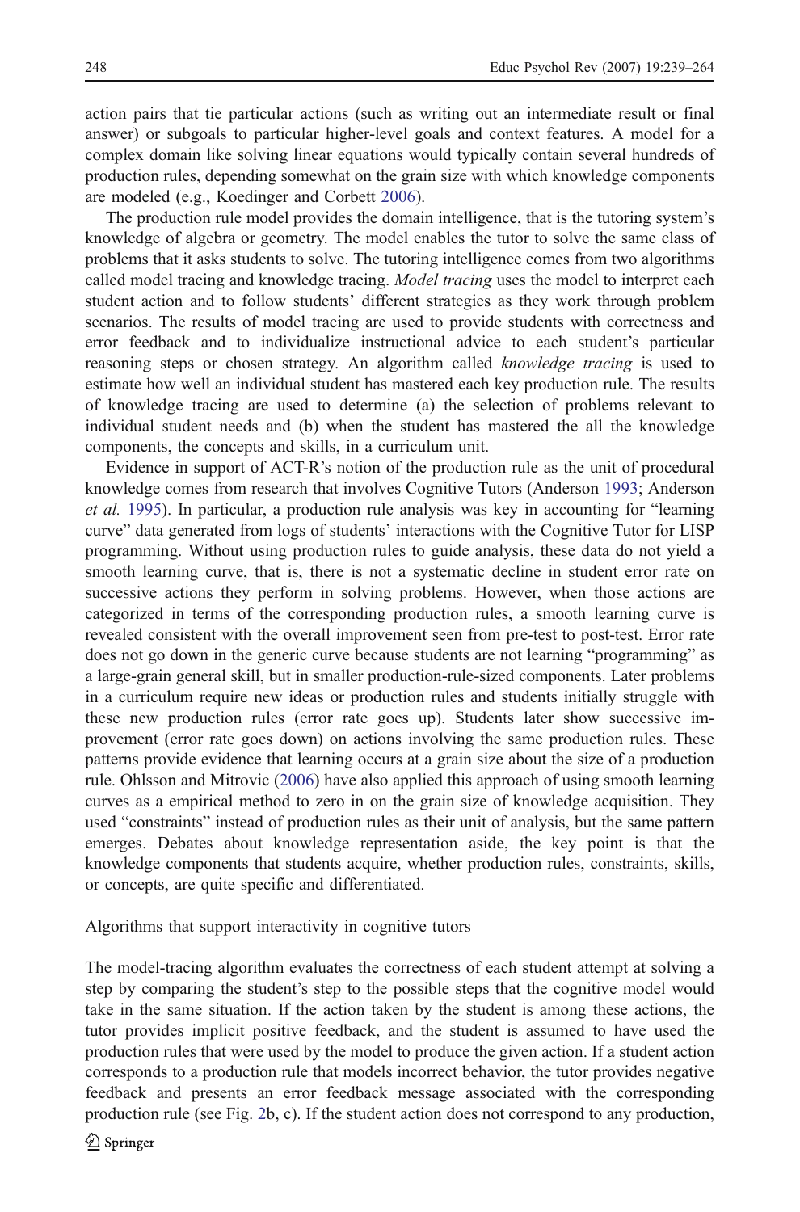action pairs that tie particular actions (such as writing out an intermediate result or final answer) or subgoals to particular higher-level goals and context features. A model for a complex domain like solving linear equations would typically contain several hundreds of production rules, depending somewhat on the grain size with which knowledge components are modeled (e.g., Koedinger and Corbett 2006).

The production rule model provides the domain intelligence, that is the tutoring system's knowledge of algebra or geometry. The model enables the tutor to solve the same class of problems that it asks students to solve. The tutoring intelligence comes from two algorithms called model tracing and knowledge tracing. *Model tracing* uses the model to interpret each student action and to follow students' different strategies as they work through problem scenarios. The results of model tracing are used to provide students with correctness and error feedback and to individualize instructional advice to each student's particular reasoning steps or chosen strategy. An algorithm called *knowledge tracing* is used to estimate how well an individual student has mastered each key production rule. The results of knowledge tracing are used to determine (a) the selection of problems relevant to individual student needs and (b) when the student has mastered the all the knowledge components, the concepts and skills, in a curriculum unit.

Evidence in support of ACT-R's notion of the production rule as the unit of procedural knowledge comes from research that involves Cognitive Tutors (Anderson 1993; Anderson *et al.* 1995). In particular, a production rule analysis was key in accounting for "learning curve" data generated from logs of students' interactions with the Cognitive Tutor for LISP programming. Without using production rules to guide analysis, these data do not yield a smooth learning curve, that is, there is not a systematic decline in student error rate on successive actions they perform in solving problems. However, when those actions are categorized in terms of the corresponding production rules, a smooth learning curve is revealed consistent with the overall improvement seen from pre-test to post-test. Error rate does not go down in the generic curve because students are not learning "programming" as a large-grain general skill, but in smaller production-rule-sized components. Later problems in a curriculum require new ideas or production rules and students initially struggle with these new production rules (error rate goes up). Students later show successive improvement (error rate goes down) on actions involving the same production rules. These patterns provide evidence that learning occurs at a grain size about the size of a production rule. Ohlsson and Mitrovic (2006) have also applied this approach of using smooth learning curves as a empirical method to zero in on the grain size of knowledge acquisition. They used "constraints" instead of production rules as their unit of analysis, but the same pattern emerges. Debates about knowledge representation aside, the key point is that the knowledge components that students acquire, whether production rules, constraints, skills, or concepts, are quite specific and differentiated.

## Algorithms that support interactivity in cognitive tutors

The model-tracing algorithm evaluates the correctness of each student attempt at solving a step by comparing the student's step to the possible steps that the cognitive model would take in the same situation. If the action taken by the student is among these actions, the tutor provides implicit positive feedback, and the student is assumed to have used the production rules that were used by the model to produce the given action. If a student action corresponds to a production rule that models incorrect behavior, the tutor provides negative feedback and presents an error feedback message associated with the corresponding production rule (see Fig. 2b, c). If the student action does not correspond to any production,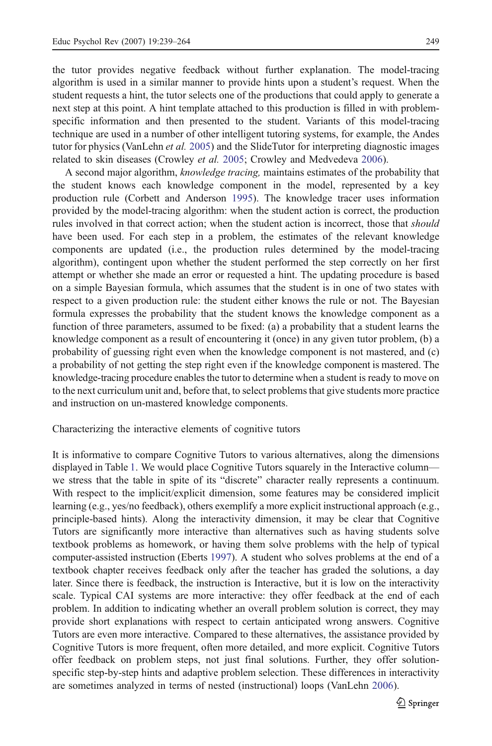the tutor provides negative feedback without further explanation. The model-tracing algorithm is used in a similar manner to provide hints upon a student's request. When the student requests a hint, the tutor selects one of the productions that could apply to generate a next step at this point. A hint template attached to this production is filled in with problem-specific information and then presented to the student. Variants of this model-tracing technique are used in a number of other intelligent tutoring systems, for example, the Andes tutor for physics (VanLehn *et al.* 2005) and the SlideTutor for interpreting diagnostic images related to skin diseases (Crowley *et al.* 2005; Crowley and Medvedeva 2006).

A second major algorithm, *knowledge tracing,* maintains estimates of the probability that the student knows each knowledge component in the model, represented by a key production rule (Corbett and Anderson 1995). The knowledge tracer uses information provided by the model-tracing algorithm: when the student action is correct, the production rules involved in that correct action; when the student action is incorrect, those that *should* have been used. For each step in a problem, the estimates of the relevant knowledge components are updated (i.e., the production rules determined by the model-tracing algorithm), contingent upon whether the student performed the step correctly on her first attempt or whether she made an error or requested a hint. The updating procedure is based on a simple Bayesian formula, which assumes that the student is in one of two states with respect to a given production rule: the student either knows the rule or not. The Bayesian formula expresses the probability that the student knows the knowledge component as a function of three parameters, assumed to be fixed: (a) a probability that a student learns the knowledge component as a result of encountering it (once) in any given tutor problem, (b) a probability of guessing right even when the knowledge component is not mastered, and (c) a probability of not getting the step right even if the knowledge component is mastered. The knowledge-tracing procedure enables the tutor to determine when a student is ready to move on to the next curriculum unit and, before that, to select problems that give students more practice and instruction on un-mastered knowledge components.

### Characterizing the interactive elements of cognitive tutors

It is informative to compare Cognitive Tutors to various alternatives, along the dimensions displayed in Table 1. We would place Cognitive Tutors squarely in the Interactive column—we stress that the table in spite of its "discrete" character really represents a continuum. With respect to the implicit/explicit dimension, some features may be considered implicit learning (e.g., yes/no feedback), others exemplify a more explicit instructional approach (e.g., principle-based hints). Along the interactivity dimension, it may be clear that Cognitive Tutors are significantly more interactive than alternatives such as having students solve textbook problems as homework, or having them solve problems with the help of typical computer-assisted instruction (Eberts 1997). A student who solves problems at the end of a textbook chapter receives feedback only after the teacher has graded the solutions, a day later. Since there is feedback, the instruction is Interactive, but it is low on the interactivity scale. Typical CAI systems are more interactive: they offer feedback at the end of each problem. In addition to indicating whether an overall problem solution is correct, they may provide short explanations with respect to certain anticipated wrong answers. Cognitive Tutors are even more interactive. Compared to these alternatives, the assistance provided by Cognitive Tutors is more frequent, often more detailed, and more explicit. Cognitive Tutors offer feedback on problem steps, not just final solutions. Further, they offer solution-specific step-by-step hints and adaptive problem selection. These differences in interactivity are sometimes analyzed in terms of nested (instructional) loops (VanLehn 2006).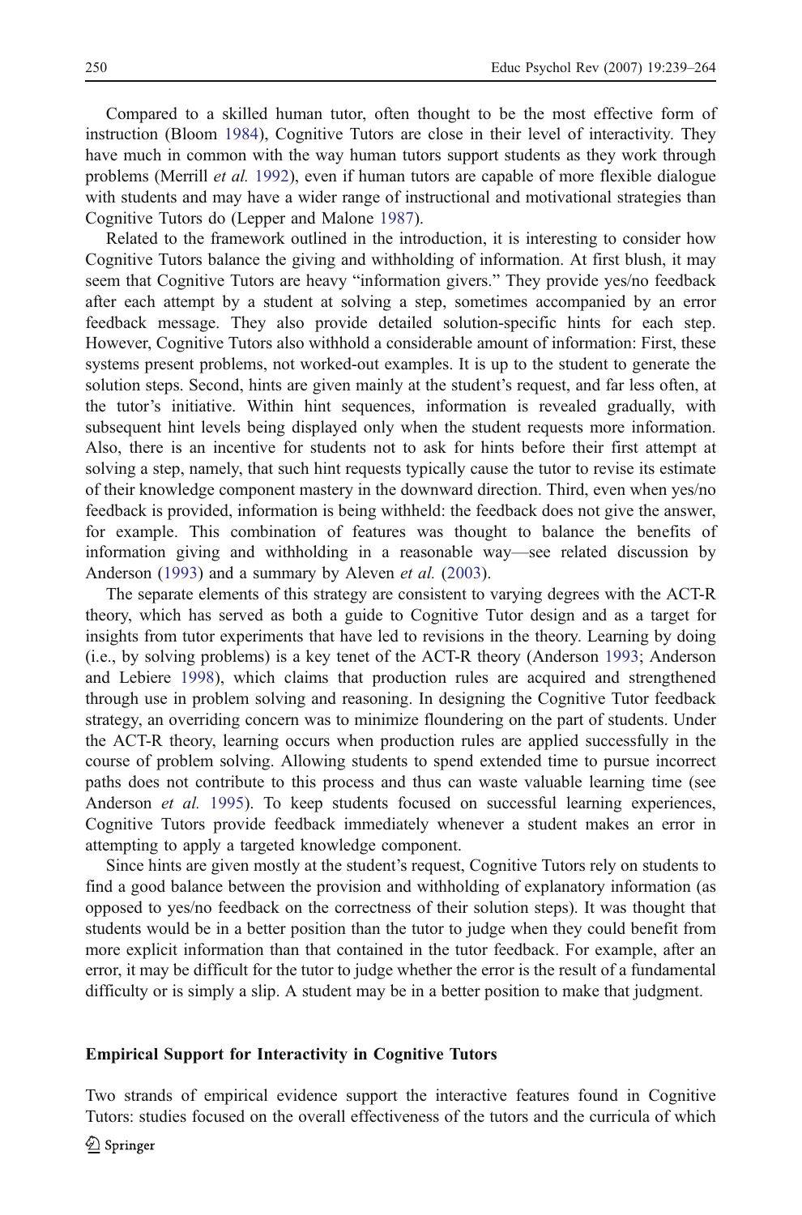Compared to a skilled human tutor, often thought to be the most effective form of instruction (Bloom 1984), Cognitive Tutors are close in their level of interactivity. They have much in common with the way human tutors support students as they work through problems (Merrill *et al.* 1992), even if human tutors are capable of more flexible dialogue with students and may have a wider range of instructional and motivational strategies than Cognitive Tutors do (Lepper and Malone 1987).

Related to the framework outlined in the introduction, it is interesting to consider how Cognitive Tutors balance the giving and withholding of information. At first blush, it may seem that Cognitive Tutors are heavy "information givers." They provide yes/no feedback after each attempt by a student at solving a step, sometimes accompanied by an error feedback message. They also provide detailed solution-specific hints for each step. However, Cognitive Tutors also withhold a considerable amount of information: First, these systems present problems, not worked-out examples. It is up to the student to generate the solution steps. Second, hints are given mainly at the student's request, and far less often, at the tutor's initiative. Within hint sequences, information is revealed gradually, with subsequent hint levels being displayed only when the student requests more information. Also, there is an incentive for students not to ask for hints before their first attempt at solving a step, namely, that such hint requests typically cause the tutor to revise its estimate of their knowledge component mastery in the downward direction. Third, even when yes/no feedback is provided, information is being withheld: the feedback does not give the answer, for example. This combination of features was thought to balance the benefits of information giving and withholding in a reasonable way—see related discussion by Anderson (1993) and a summary by Aleven *et al.* (2003).

The separate elements of this strategy are consistent to varying degrees with the ACT-R theory, which has served as both a guide to Cognitive Tutor design and as a target for insights from tutor experiments that have led to revisions in the theory. Learning by doing (i.e., by solving problems) is a key tenet of the ACT-R theory (Anderson 1993; Anderson and Lebiere 1998), which claims that production rules are acquired and strengthened through use in problem solving and reasoning. In designing the Cognitive Tutor feedback strategy, an overriding concern was to minimize floundering on the part of students. Under the ACT-R theory, learning occurs when production rules are applied successfully in the course of problem solving. Allowing students to spend extended time to pursue incorrect paths does not contribute to this process and thus can waste valuable learning time (see Anderson *et al.* 1995). To keep students focused on successful learning experiences, Cognitive Tutors provide feedback immediately whenever a student makes an error in attempting to apply a targeted knowledge component.

Since hints are given mostly at the student's request, Cognitive Tutors rely on students to find a good balance between the provision and withholding of explanatory information (as opposed to yes/no feedback on the correctness of their solution steps). It was thought that students would be in a better position than the tutor to judge when they could benefit from more explicit information than that contained in the tutor feedback. For example, after an error, it may be difficult for the tutor to judge whether the error is the result of a fundamental difficulty or is simply a slip. A student may be in a better position to make that judgment.

### Empirical Support for Interactivity in Cognitive Tutors

Two strands of empirical evidence support the interactive features found in Cognitive Tutors: studies focused on the overall effectiveness of the tutors and the curricula of which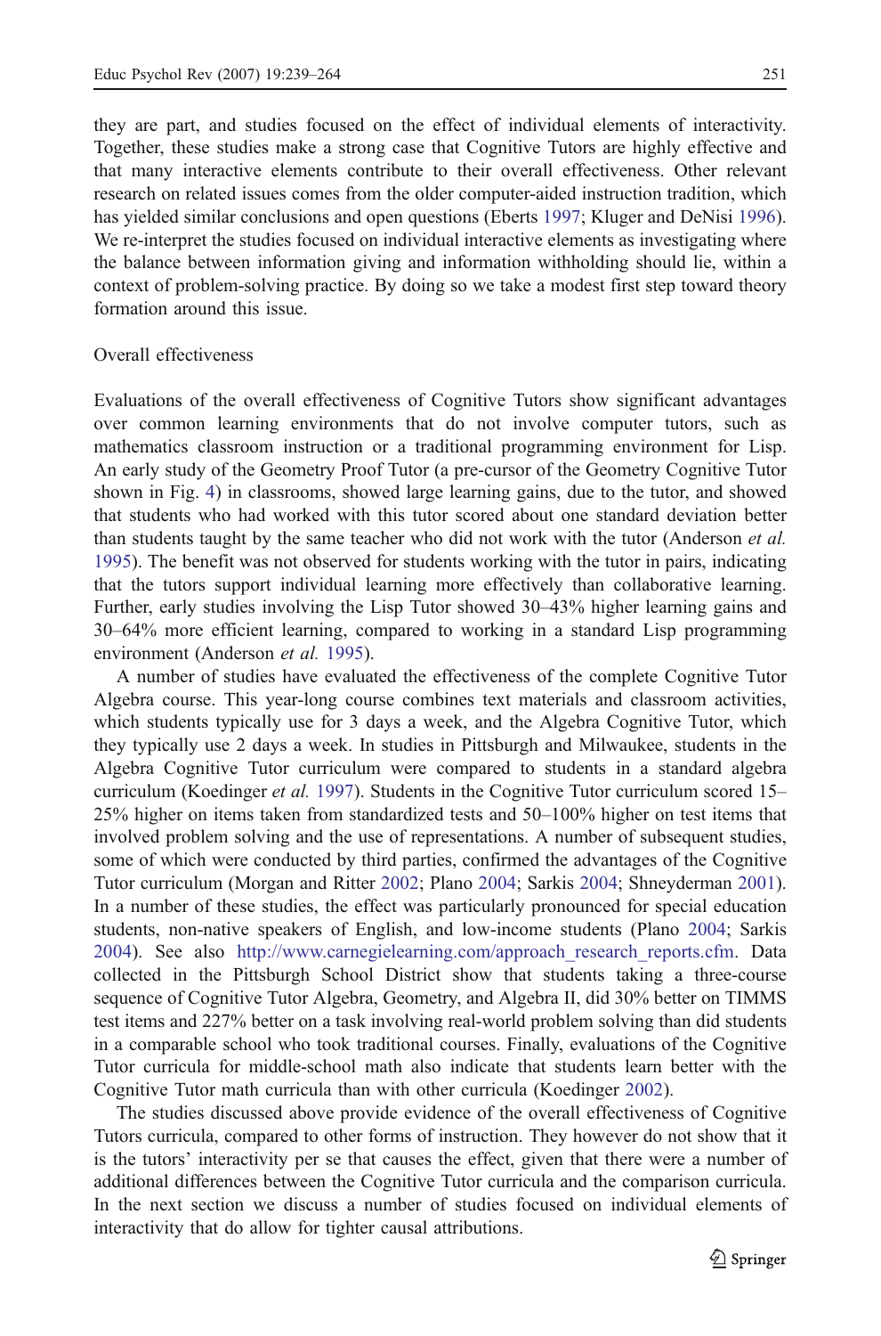they are part, and studies focused on the effect of individual elements of interactivity. Together, these studies make a strong case that Cognitive Tutors are highly effective and that many interactive elements contribute to their overall effectiveness. Other relevant research on related issues comes from the older computer-aided instruction tradition, which has yielded similar conclusions and open questions (Eberts 1997; Kluger and DeNisi 1996). We re-interpret the studies focused on individual interactive elements as investigating where the balance between information giving and information withholding should lie, within a context of problem-solving practice. By doing so we take a modest first step toward theory formation around this issue.

### Overall effectiveness

Evaluations of the overall effectiveness of Cognitive Tutors show significant advantages over common learning environments that do not involve computer tutors, such as mathematics classroom instruction or a traditional programming environment for Lisp. An early study of the Geometry Proof Tutor (a pre-cursor of the Geometry Cognitive Tutor shown in Fig. 4) in classrooms, showed large learning gains, due to the tutor, and showed that students who had worked with this tutor scored about one standard deviation better than students taught by the same teacher who did not work with the tutor (Anderson *et al.* 1995). The benefit was not observed for students working with the tutor in pairs, indicating that the tutors support individual learning more effectively than collaborative learning. Further, early studies involving the Lisp Tutor showed 30–43% higher learning gains and 30–64% more efficient learning, compared to working in a standard Lisp programming environment (Anderson *et al.* 1995).

A number of studies have evaluated the effectiveness of the complete Cognitive Tutor Algebra course. This year-long course combines text materials and classroom activities, which students typically use for 3 days a week, and the Algebra Cognitive Tutor, which they typically use 2 days a week. In studies in Pittsburgh and Milwaukee, students in the Algebra Cognitive Tutor curriculum were compared to students in a standard algebra curriculum (Koedinger *et al.* 1997). Students in the Cognitive Tutor curriculum scored 15–25% higher on items taken from standardized tests and 50–100% higher on test items that involved problem solving and the use of representations. A number of subsequent studies, some of which were conducted by third parties, confirmed the advantages of the Cognitive Tutor curriculum (Morgan and Ritter 2002; Plano 2004; Sarkis 2004; Shneyderman 2001). In a number of these studies, the effect was particularly pronounced for special education students, non-native speakers of English, and low-income students (Plano 2004; Sarkis 2004). See also http://www.carnegielearning.com/approach_research_reports.cfm. Data collected in the Pittsburgh School District show that students taking a three-course sequence of Cognitive Tutor Algebra, Geometry, and Algebra II, did 30% better on TIMMS test items and 227% better on a task involving real-world problem solving than did students in a comparable school who took traditional courses. Finally, evaluations of the Cognitive Tutor curricula for middle-school math also indicate that students learn better with the Cognitive Tutor math curricula than with other curricula (Koedinger 2002).

The studies discussed above provide evidence of the overall effectiveness of Cognitive Tutors curricula, compared to other forms of instruction. They however do not show that it is the tutors' interactivity per se that causes the effect, given that there were a number of additional differences between the Cognitive Tutor curricula and the comparison curricula. In the next section we discuss a number of studies focused on individual elements of interactivity that do allow for tighter causal attributions.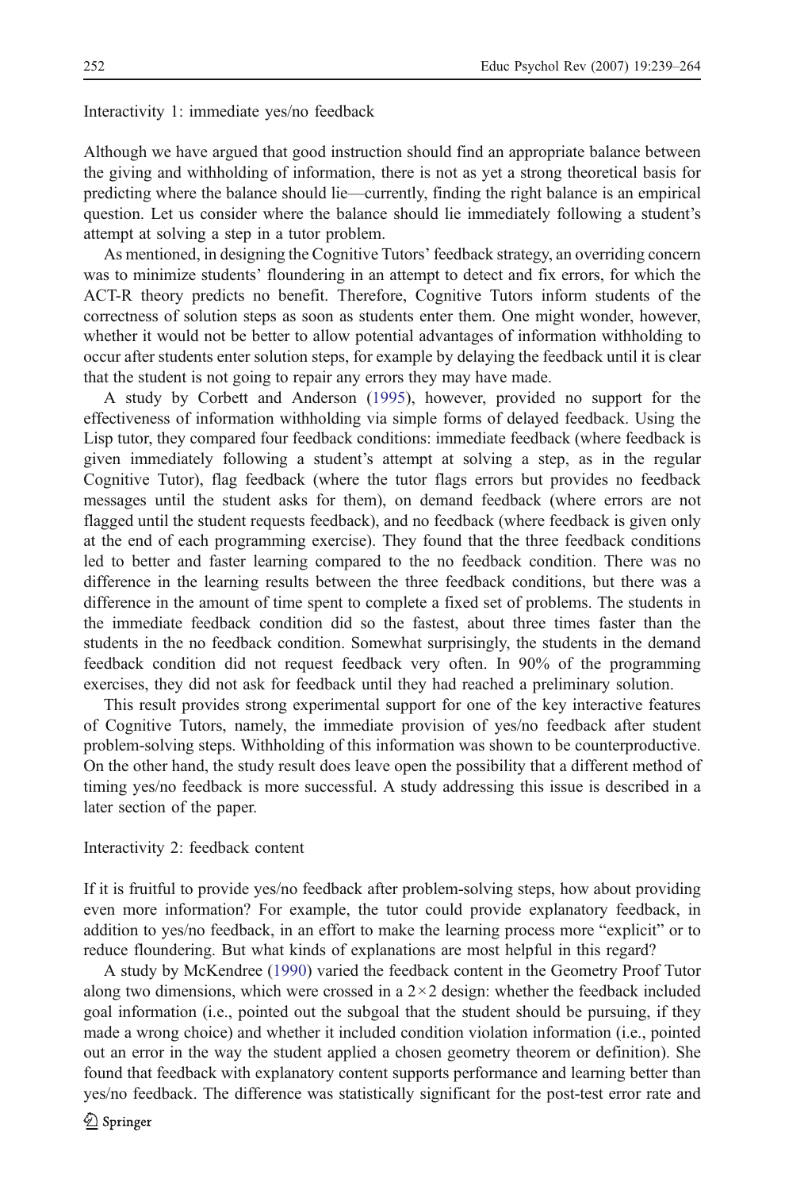### Interactivity 1: immediate yes/no feedback

Although we have argued that good instruction should find an appropriate balance between the giving and withholding of information, there is not as yet a strong theoretical basis for predicting where the balance should lie—currently, finding the right balance is an empirical question. Let us consider where the balance should lie immediately following a student's attempt at solving a step in a tutor problem.

As mentioned, in designing the Cognitive Tutors' feedback strategy, an overriding concern was to minimize students' floundering in an attempt to detect and fix errors, for which the ACT-R theory predicts no benefit. Therefore, Cognitive Tutors inform students of the correctness of solution steps as soon as students enter them. One might wonder, however, whether it would not be better to allow potential advantages of information withholding to occur after students enter solution steps, for example by delaying the feedback until it is clear that the student is not going to repair any errors they may have made.

A study by Corbett and Anderson (1995), however, provided no support for the effectiveness of information withholding via simple forms of delayed feedback. Using the Lisp tutor, they compared four feedback conditions: immediate feedback (where feedback is given immediately following a student's attempt at solving a step, as in the regular Cognitive Tutor), flag feedback (where the tutor flags errors but provides no feedback messages until the student asks for them), on demand feedback (where errors are not flagged until the student requests feedback), and no feedback (where feedback is given only at the end of each programming exercise). They found that the three feedback conditions led to better and faster learning compared to the no feedback condition. There was no difference in the learning results between the three feedback conditions, but there was a difference in the amount of time spent to complete a fixed set of problems. The students in the immediate feedback condition did so the fastest, about three times faster than the students in the no feedback condition. Somewhat surprisingly, the students in the demand feedback condition did not request feedback very often. In 90% of the programming exercises, they did not ask for feedback until they had reached a preliminary solution.

This result provides strong experimental support for one of the key interactive features of Cognitive Tutors, namely, the immediate provision of yes/no feedback after student problem-solving steps. Withholding of this information was shown to be counterproductive. On the other hand, the study result does leave open the possibility that a different method of timing yes/no feedback is more successful. A study addressing this issue is described in a later section of the paper.

### Interactivity 2: feedback content

If it is fruitful to provide yes/no feedback after problem-solving steps, how about providing even more information? For example, the tutor could provide explanatory feedback, in addition to yes/no feedback, in an effort to make the learning process more "explicit" or to reduce floundering. But what kinds of explanations are most helpful in this regard?

A study by McKendree (1990) varied the feedback content in the Geometry Proof Tutor along two dimensions, which were crossed in a $2 \times 2$ design: whether the feedback included goal information (i.e., pointed out the subgoal that the student should be pursuing, if they made a wrong choice) and whether it included condition violation information (i.e., pointed out an error in the way the student applied a chosen geometry theorem or definition). She found that feedback with explanatory content supports performance and learning better than yes/no feedback. The difference was statistically significant for the post-test error rate and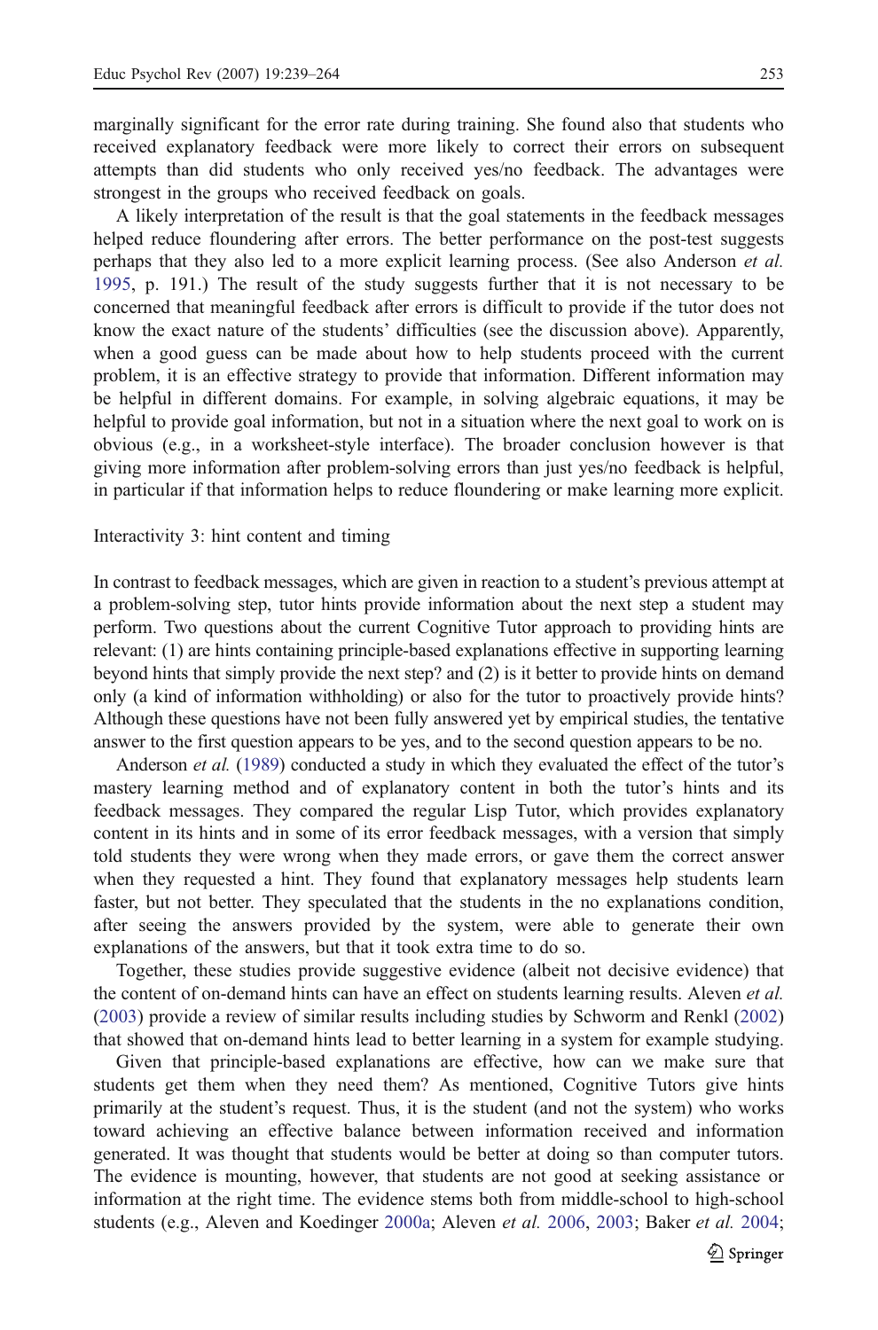marginally significant for the error rate during training. She found also that students who received explanatory feedback were more likely to correct their errors on subsequent attempts than did students who only received yes/no feedback. The advantages were strongest in the groups who received feedback on goals.

A likely interpretation of the result is that the goal statements in the feedback messages helped reduce floundering after errors. The better performance on the post-test suggests perhaps that they also led to a more explicit learning process. (See also Anderson *et al.* 1995, p. 191.) The result of the study suggests further that it is not necessary to be concerned that meaningful feedback after errors is difficult to provide if the tutor does not know the exact nature of the students' difficulties (see the discussion above). Apparently, when a good guess can be made about how to help students proceed with the current problem, it is an effective strategy to provide that information. Different information may be helpful in different domains. For example, in solving algebraic equations, it may be helpful to provide goal information, but not in a situation where the next goal to work on is obvious (e.g., in a worksheet-style interface). The broader conclusion however is that giving more information after problem-solving errors than just yes/no feedback is helpful, in particular if that information helps to reduce floundering or make learning more explicit.

### Interactivity 3: hint content and timing

In contrast to feedback messages, which are given in reaction to a student's previous attempt at a problem-solving step, tutor hints provide information about the next step a student may perform. Two questions about the current Cognitive Tutor approach to providing hints are relevant: (1) are hints containing principle-based explanations effective in supporting learning beyond hints that simply provide the next step? and (2) is it better to provide hints on demand only (a kind of information withholding) or also for the tutor to proactively provide hints? Although these questions have not been fully answered yet by empirical studies, the tentative answer to the first question appears to be yes, and to the second question appears to be no.

Anderson *et al.* (1989) conducted a study in which they evaluated the effect of the tutor's mastery learning method and of explanatory content in both the tutor's hints and its feedback messages. They compared the regular Lisp Tutor, which provides explanatory content in its hints and in some of its error feedback messages, with a version that simply told students they were wrong when they made errors, or gave them the correct answer when they requested a hint. They found that explanatory messages help students learn faster, but not better. They speculated that the students in the no explanations condition, after seeing the answers provided by the system, were able to generate their own explanations of the answers, but that it took extra time to do so.

Together, these studies provide suggestive evidence (albeit not decisive evidence) that the content of on-demand hints can have an effect on students learning results. Aleven *et al.* (2003) provide a review of similar results including studies by Schworm and Renkl (2002) that showed that on-demand hints lead to better learning in a system for example studying.

Given that principle-based explanations are effective, how can we make sure that students get them when they need them? As mentioned, Cognitive Tutors give hints primarily at the student's request. Thus, it is the student (and not the system) who works toward achieving an effective balance between information received and information generated. It was thought that students would be better at doing so than computer tutors. The evidence is mounting, however, that students are not good at seeking assistance or information at the right time. The evidence stems both from middle-school to high-school students (e.g., Aleven and Koedinger 2000a; Aleven *et al.* 2006, 2003; Baker *et al.* 2004;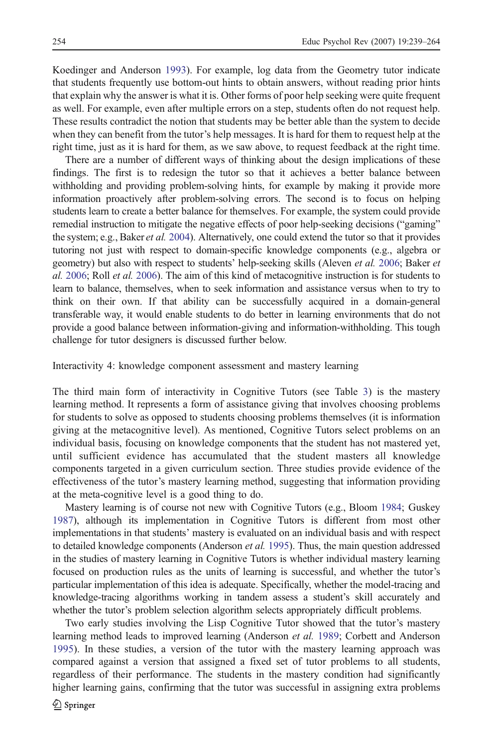Koedinger and Anderson 1993). For example, log data from the Geometry tutor indicate that students frequently use bottom-out hints to obtain answers, without reading prior hints that explain why the answer is what it is. Other forms of poor help seeking were quite frequent as well. For example, even after multiple errors on a step, students often do not request help. These results contradict the notion that students may be better able than the system to decide when they can benefit from the tutor's help messages. It is hard for them to request help at the right time, just as it is hard for them, as we saw above, to request feedback at the right time.

There are a number of different ways of thinking about the design implications of these findings. The first is to redesign the tutor so that it achieves a better balance between withholding and providing problem-solving hints, for example by making it provide more information proactively after problem-solving errors. The second is to focus on helping students learn to create a better balance for themselves. For example, the system could provide remedial instruction to mitigate the negative effects of poor help-seeking decisions ("gaming" the system; e.g., Baker *et al.* 2004). Alternatively, one could extend the tutor so that it provides tutoring not just with respect to domain-specific knowledge components (e.g., algebra or geometry) but also with respect to students' help-seeking skills (Aleven *et al.* 2006; Baker *et al.* 2006; Roll *et al.* 2006). The aim of this kind of metacognitive instruction is for students to learn to balance, themselves, when to seek information and assistance versus when to try to think on their own. If that ability can be successfully acquired in a domain-general transferable way, it would enable students to do better in learning environments that do not provide a good balance between information-giving and information-withholding. This tough challenge for tutor designers is discussed further below.

## Interactivity 4: knowledge component assessment and mastery learning

The third main form of interactivity in Cognitive Tutors (see Table 3) is the mastery learning method. It represents a form of assistance giving that involves choosing problems for students to solve as opposed to students choosing problems themselves (it is information giving at the metacognitive level). As mentioned, Cognitive Tutors select problems on an individual basis, focusing on knowledge components that the student has not mastered yet, until sufficient evidence has accumulated that the student masters all knowledge components targeted in a given curriculum section. Three studies provide evidence of the effectiveness of the tutor's mastery learning method, suggesting that information providing at the meta-cognitive level is a good thing to do.

Mastery learning is of course not new with Cognitive Tutors (e.g., Bloom 1984; Guskey 1987), although its implementation in Cognitive Tutors is different from most other implementations in that students' mastery is evaluated on an individual basis and with respect to detailed knowledge components (Anderson *et al.* 1995). Thus, the main question addressed in the studies of mastery learning in Cognitive Tutors is whether individual mastery learning focused on production rules as the units of learning is successful, and whether the tutor's particular implementation of this idea is adequate. Specifically, whether the model-tracing and knowledge-tracing algorithms working in tandem assess a student's skill accurately and whether the tutor's problem selection algorithm selects appropriately difficult problems.

Two early studies involving the Lisp Cognitive Tutor showed that the tutor's mastery learning method leads to improved learning (Anderson *et al.* 1989; Corbett and Anderson 1995). In these studies, a version of the tutor with the mastery learning approach was compared against a version that assigned a fixed set of tutor problems to all students, regardless of their performance. The students in the mastery condition had significantly higher learning gains, confirming that the tutor was successful in assigning extra problems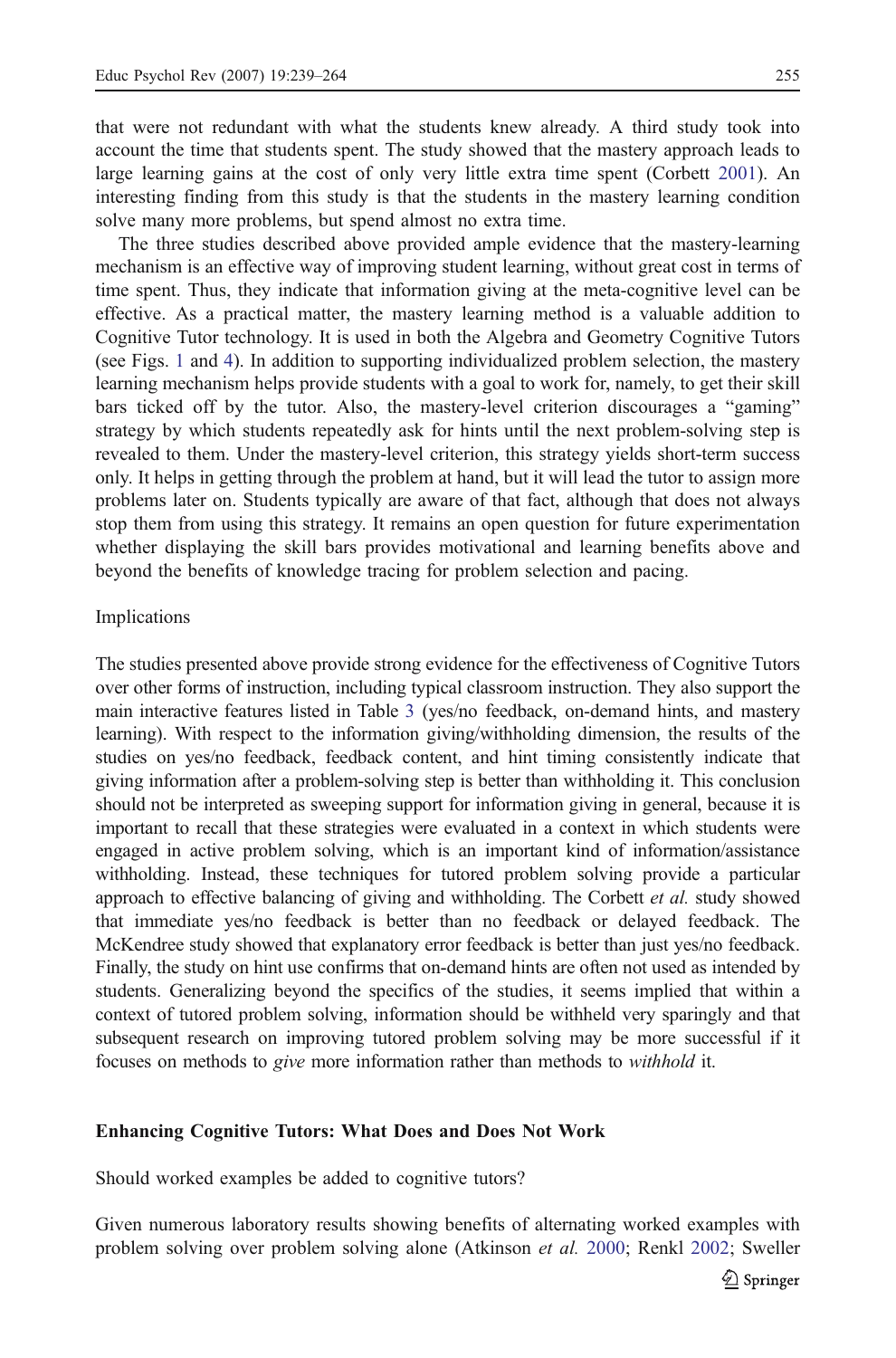that were not redundant with what the students knew already. A third study took into account the time that students spent. The study showed that the mastery approach leads to large learning gains at the cost of only very little extra time spent (Corbett 2001). An interesting finding from this study is that the students in the mastery learning condition solve many more problems, but spend almost no extra time.

The three studies described above provided ample evidence that the mastery-learning mechanism is an effective way of improving student learning, without great cost in terms of time spent. Thus, they indicate that information giving at the meta-cognitive level can be effective. As a practical matter, the mastery learning method is a valuable addition to Cognitive Tutor technology. It is used in both the Algebra and Geometry Cognitive Tutors (see Figs. 1 and 4). In addition to supporting individualized problem selection, the mastery learning mechanism helps provide students with a goal to work for, namely, to get their skill bars ticked off by the tutor. Also, the mastery-level criterion discourages a "gaming" strategy by which students repeatedly ask for hints until the next problem-solving step is revealed to them. Under the mastery-level criterion, this strategy yields short-term success only. It helps in getting through the problem at hand, but it will lead the tutor to assign more problems later on. Students typically are aware of that fact, although that does not always stop them from using this strategy. It remains an open question for future experimentation whether displaying the skill bars provides motivational and learning benefits above and beyond the benefits of knowledge tracing for problem selection and pacing.

### Implications

The studies presented above provide strong evidence for the effectiveness of Cognitive Tutors over other forms of instruction, including typical classroom instruction. They also support the main interactive features listed in Table 3 (yes/no feedback, on-demand hints, and mastery learning). With respect to the information giving/withholding dimension, the results of the studies on yes/no feedback, feedback content, and hint timing consistently indicate that giving information after a problem-solving step is better than withholding it. This conclusion should not be interpreted as sweeping support for information giving in general, because it is important to recall that these strategies were evaluated in a context in which students were engaged in active problem solving, which is an important kind of information/assistance withholding. Instead, these techniques for tutored problem solving provide a particular approach to effective balancing of giving and withholding. The Corbett *et al.* study showed that immediate yes/no feedback is better than no feedback or delayed feedback. The McKendree study showed that explanatory error feedback is better than just yes/no feedback. Finally, the study on hint use confirms that on-demand hints are often not used as intended by students. Generalizing beyond the specifics of the studies, it seems implied that within a context of tutored problem solving, information should be withheld very sparingly and that subsequent research on improving tutored problem solving may be more successful if it focuses on methods to *give* more information rather than methods to *withhold* it.

## Enhancing Cognitive Tutors: What Does and Does Not Work

### Should worked examples be added to cognitive tutors?

Given numerous laboratory results showing benefits of alternating worked examples with problem solving over problem solving alone (Atkinson *et al.* 2000; Renkl 2002; Sweller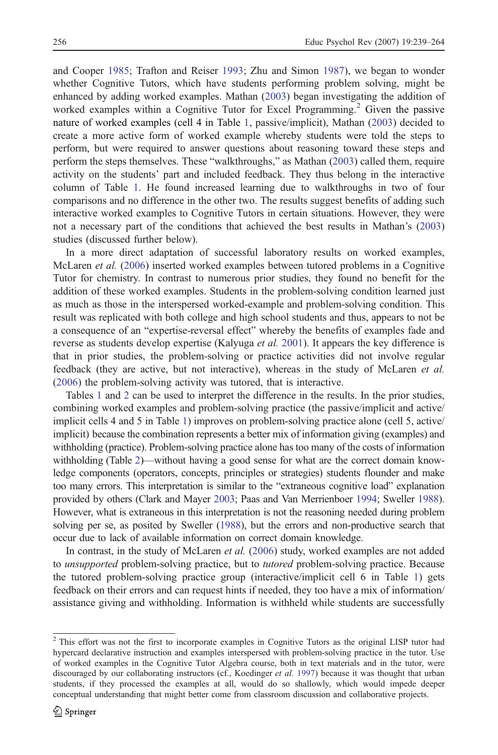and Cooper 1985; Trafton and Reiser 1993; Zhu and Simon 1987), we began to wonder whether Cognitive Tutors, which have students performing problem solving, might be enhanced by adding worked examples. Mathan (2003) began investigating the addition of worked examples within a Cognitive Tutor for Excel Programming.[2] Given the passive nature of worked examples (cell 4 in Table 1, passive/implicit), Mathan (2003) decided to create a more active form of worked example whereby students were told the steps to perform, but were required to answer questions about reasoning toward these steps and perform the steps themselves. These "walkthroughs," as Mathan (2003) called them, require activity on the students' part and included feedback. They thus belong in the interactive column of Table 1. He found increased learning due to walkthroughs in two of four comparisons and no difference in the other two. The results suggest benefits of adding such interactive worked examples to Cognitive Tutors in certain situations. However, they were not a necessary part of the conditions that achieved the best results in Mathan's (2003) studies (discussed further below).

In a more direct adaptation of successful laboratory results on worked examples, McLaren *et al.* (2006) inserted worked examples between tutored problems in a Cognitive Tutor for chemistry. In contrast to numerous prior studies, they found no benefit for the addition of these worked examples. Students in the problem-solving condition learned just as much as those in the interspersed worked-example and problem-solving condition. This result was replicated with both college and high school students and thus, appears to not be a consequence of an "expertise-reversal effect" whereby the benefits of examples fade and reverse as students develop expertise (Kalyuga *et al.* 2001). It appears the key difference is that in prior studies, the problem-solving or practice activities did not involve regular feedback (they are active, but not interactive), whereas in the study of McLaren *et al.* (2006) the problem-solving activity was tutored, that is interactive.

Tables 1 and 2 can be used to interpret the difference in the results. In the prior studies, combining worked examples and problem-solving practice (the passive/implicit and active/implicit cells 4 and 5 in Table 1) improves on problem-solving practice alone (cell 5, active/implicit) because the combination represents a better mix of information giving (examples) and withholding (practice). Problem-solving practice alone has too many of the costs of information withholding (Table 2)—without having a good sense for what are the correct domain knowledge components (operators, concepts, principles or strategies) students flounder and make too many errors. This interpretation is similar to the "extraneous cognitive load" explanation provided by others (Clark and Mayer 2003; Paas and Van Merrienboer 1994; Sweller 1988). However, what is extraneous in this interpretation is not the reasoning needed during problem solving per se, as posited by Sweller (1988), but the errors and non-productive search that occur due to lack of available information on correct domain knowledge.

In contrast, in the study of McLaren *et al.* (2006) study, worked examples are not added to *unsupported* problem-solving practice, but to *tutored* problem-solving practice. Because the tutored problem-solving practice group (interactive/implicit cell 6 in Table 1) gets feedback on their errors and can request hints if needed, they too have a mix of information/assistance giving and withholding. Information is withheld while students are successfully

[2] This effort was not the first to incorporate examples in Cognitive Tutors as the original LISP tutor had hypercard declarative instruction and examples interspersed with problem-solving practice in the tutor. Use of worked examples in the Cognitive Tutor Algebra course, both in text materials and in the tutor, were discouraged by our collaborating instructors (cf., Koedinger *et al.* 1997) because it was thought that urban students, if they processed the examples at all, would do so shallowly, which would impede deeper conceptual understanding that might better come from classroom discussion and collaborative projects.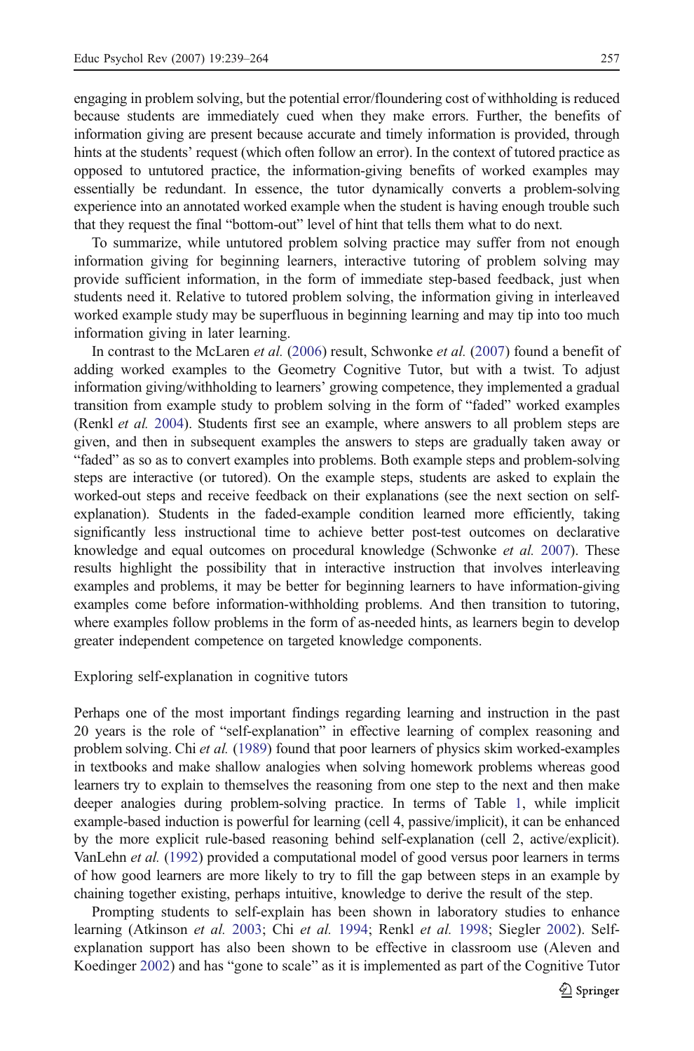engaging in problem solving, but the potential error/floundering cost of withholding is reduced because students are immediately cued when they make errors. Further, the benefits of information giving are present because accurate and timely information is provided, through hints at the students' request (which often follow an error). In the context of tutored practice as opposed to untutored practice, the information-giving benefits of worked examples may essentially be redundant. In essence, the tutor dynamically converts a problem-solving experience into an annotated worked example when the student is having enough trouble such that they request the final "bottom-out" level of hint that tells them what to do next.

To summarize, while untutored problem solving practice may suffer from not enough information giving for beginning learners, interactive tutoring of problem solving may provide sufficient information, in the form of immediate step-based feedback, just when students need it. Relative to tutored problem solving, the information giving in interleaved worked example study may be superfluous in beginning learning and may tip into too much information giving in later learning.

In contrast to the McLaren *et al.* (2006) result, Schwonke *et al.* (2007) found a benefit of adding worked examples to the Geometry Cognitive Tutor, but with a twist. To adjust information giving/withholding to learners' growing competence, they implemented a gradual transition from example study to problem solving in the form of "faded" worked examples (Renkl *et al.* 2004). Students first see an example, where answers to all problem steps are given, and then in subsequent examples the answers to steps are gradually taken away or "faded" as so as to convert examples into problems. Both example steps and problem-solving steps are interactive (or tutored). On the example steps, students are asked to explain the worked-out steps and receive feedback on their explanations (see the next section on self-explanation). Students in the faded-example condition learned more efficiently, taking significantly less instructional time to achieve better post-test outcomes on declarative knowledge and equal outcomes on procedural knowledge (Schwonke *et al.* 2007). These results highlight the possibility that in interactive instruction that involves interleaving examples and problems, it may be better for beginning learners to have information-giving examples come before information-withholding problems. And then transition to tutoring, where examples follow problems in the form of as-needed hints, as learners begin to develop greater independent competence on targeted knowledge components.

Exploring self-explanation in cognitive tutors

Perhaps one of the most important findings regarding learning and instruction in the past 20 years is the role of "self-explanation" in effective learning of complex reasoning and problem solving. Chi *et al.* (1989) found that poor learners of physics skim worked-examples in textbooks and make shallow analogies when solving homework problems whereas good learners try to explain to themselves the reasoning from one step to the next and then make deeper analogies during problem-solving practice. In terms of Table 1, while implicit example-based induction is powerful for learning (cell 4, passive/implicit), it can be enhanced by the more explicit rule-based reasoning behind self-explanation (cell 2, active/explicit). VanLehn *et al.* (1992) provided a computational model of good versus poor learners in terms of how good learners are more likely to try to fill the gap between steps in an example by chaining together existing, perhaps intuitive, knowledge to derive the result of the step.

Prompting students to self-explain has been shown in laboratory studies to enhance learning (Atkinson *et al.* 2003; Chi *et al.* 1994; Renkl *et al.* 1998; Siegler 2002). Self-explanation support has also been shown to be effective in classroom use (Aleven and Koedinger 2002) and has "gone to scale" as it is implemented as part of the Cognitive Tutor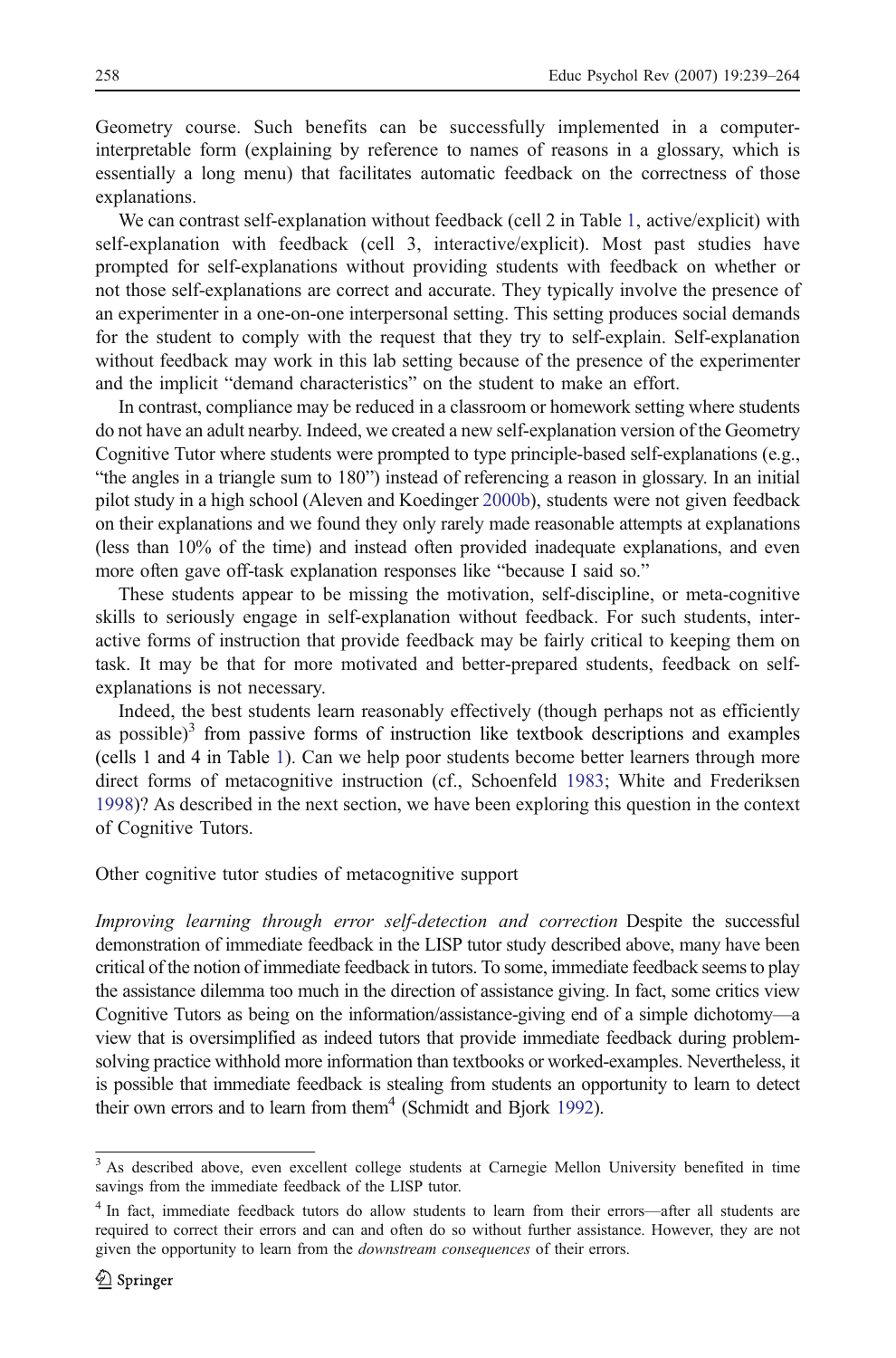Geometry course. Such benefits can be successfully implemented in a computer-interpretable form (explaining by reference to names of reasons in a glossary, which is essentially a long menu) that facilitates automatic feedback on the correctness of those explanations.

We can contrast self-explanation without feedback (cell 2 in Table 1, active/explicit) with self-explanation with feedback (cell 3, interactive/explicit). Most past studies have prompted for self-explanations without providing students with feedback on whether or not those self-explanations are correct and accurate. They typically involve the presence of an experimenter in a one-on-one interpersonal setting. This setting produces social demands for the student to comply with the request that they try to self-explain. Self-explanation without feedback may work in this lab setting because of the presence of the experimenter and the implicit "demand characteristics" on the student to make an effort.

In contrast, compliance may be reduced in a classroom or homework setting where students do not have an adult nearby. Indeed, we created a new self-explanation version of the Geometry Cognitive Tutor where students were prompted to type principle-based self-explanations (e.g., "the angles in a triangle sum to 180") instead of referencing a reason in glossary. In an initial pilot study in a high school (Aleven and Koedinger 2000b), students were not given feedback on their explanations and we found they only rarely made reasonable attempts at explanations (less than 10% of the time) and instead often provided inadequate explanations, and even more often gave off-task explanation responses like "because I said so."

These students appear to be missing the motivation, self-discipline, or meta-cognitive skills to seriously engage in self-explanation without feedback. For such students, interactive forms of instruction that provide feedback may be fairly critical to keeping them on task. It may be that for more motivated and better-prepared students, feedback on self-explanations is not necessary.

Indeed, the best students learn reasonably effectively (though perhaps not as efficiently as possible)[3] from passive forms of instruction like textbook descriptions and examples (cells 1 and 4 in Table 1). Can we help poor students become better learners through more direct forms of metacognitive instruction (cf., Schoenfeld 1983; White and Frederiksen 1998)? As described in the next section, we have been exploring this question in the context of Cognitive Tutors.

## Other cognitive tutor studies of metacognitive support

*Improving learning through error self-detection and correction* Despite the successful demonstration of immediate feedback in the LISP tutor study described above, many have been critical of the notion of immediate feedback in tutors. To some, immediate feedback seems to play the assistance dilemma too much in the direction of assistance giving. In fact, some critics view Cognitive Tutors as being on the information/assistance-giving end of a simple dichotomy—a view that is oversimplified as indeed tutors that provide immediate feedback during problem-solving practice withhold more information than textbooks or worked-examples. Nevertheless, it is possible that immediate feedback is stealing from students an opportunity to learn to detect their own errors and to learn from them[4] (Schmidt and Bjork 1992).

---

[3] As described above, even excellent college students at Carnegie Mellon University benefited in time savings from the immediate feedback of the LISP tutor.

[4] In fact, immediate feedback tutors do allow students to learn from their errors—after all students are required to correct their errors and can and often do so without further assistance. However, they are not given the opportunity to learn from the *downstream consequences* of their errors.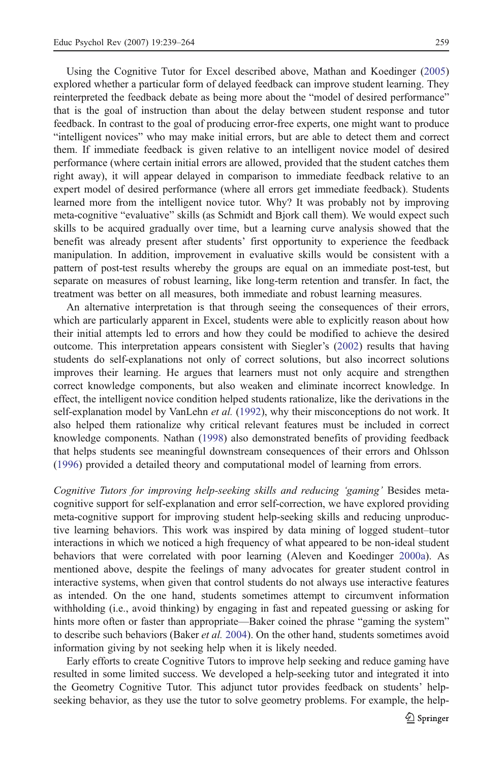Using the Cognitive Tutor for Excel described above, Mathan and Koedinger (2005) explored whether a particular form of delayed feedback can improve student learning. They reinterpreted the feedback debate as being more about the "model of desired performance" that is the goal of instruction than about the delay between student response and tutor feedback. In contrast to the goal of producing error-free experts, one might want to produce "intelligent novices" who may make initial errors, but are able to detect them and correct them. If immediate feedback is given relative to an intelligent novice model of desired performance (where certain initial errors are allowed, provided that the student catches them right away), it will appear delayed in comparison to immediate feedback relative to an expert model of desired performance (where all errors get immediate feedback). Students learned more from the intelligent novice tutor. Why? It was probably not by improving meta-cognitive "evaluative" skills (as Schmidt and Bjork call them). We would expect such skills to be acquired gradually over time, but a learning curve analysis showed that the benefit was already present after students' first opportunity to experience the feedback manipulation. In addition, improvement in evaluative skills would be consistent with a pattern of post-test results whereby the groups are equal on an immediate post-test, but separate on measures of robust learning, like long-term retention and transfer. In fact, the treatment was better on all measures, both immediate and robust learning measures.

An alternative interpretation is that through seeing the consequences of their errors, which are particularly apparent in Excel, students were able to explicitly reason about how their initial attempts led to errors and how they could be modified to achieve the desired outcome. This interpretation appears consistent with Siegler's (2002) results that having students do self-explanations not only of correct solutions, but also incorrect solutions improves their learning. He argues that learners must not only acquire and strengthen correct knowledge components, but also weaken and eliminate incorrect knowledge. In effect, the intelligent novice condition helped students rationalize, like the derivations in the self-explanation model by VanLehn *et al.* (1992), why their misconceptions do not work. It also helped them rationalize why critical relevant features must be included in correct knowledge components. Nathan (1998) also demonstrated benefits of providing feedback that helps students see meaningful downstream consequences of their errors and Ohlsson (1996) provided a detailed theory and computational model of learning from errors.

*Cognitive Tutors for improving help-seeking skills and reducing 'gaming'* Besides meta-cognitive support for self-explanation and error self-correction, we have explored providing meta-cognitive support for improving student help-seeking skills and reducing unproductive learning behaviors. This work was inspired by data mining of logged student–tutor interactions in which we noticed a high frequency of what appeared to be non-ideal student behaviors that were correlated with poor learning (Aleven and Koedinger 2000a). As mentioned above, despite the feelings of many advocates for greater student control in interactive systems, when given that control students do not always use interactive features as intended. On the one hand, students sometimes attempt to circumvent information withholding (i.e., avoid thinking) by engaging in fast and repeated guessing or asking for hints more often or faster than appropriate—Baker coined the phrase "gaming the system" to describe such behaviors (Baker *et al.* 2004). On the other hand, students sometimes avoid information giving by not seeking help when it is likely needed.

Early efforts to create Cognitive Tutors to improve help seeking and reduce gaming have resulted in some limited success. We developed a help-seeking tutor and integrated it into the Geometry Cognitive Tutor. This adjunct tutor provides feedback on students' help-seeking behavior, as they use the tutor to solve geometry problems. For example, the help-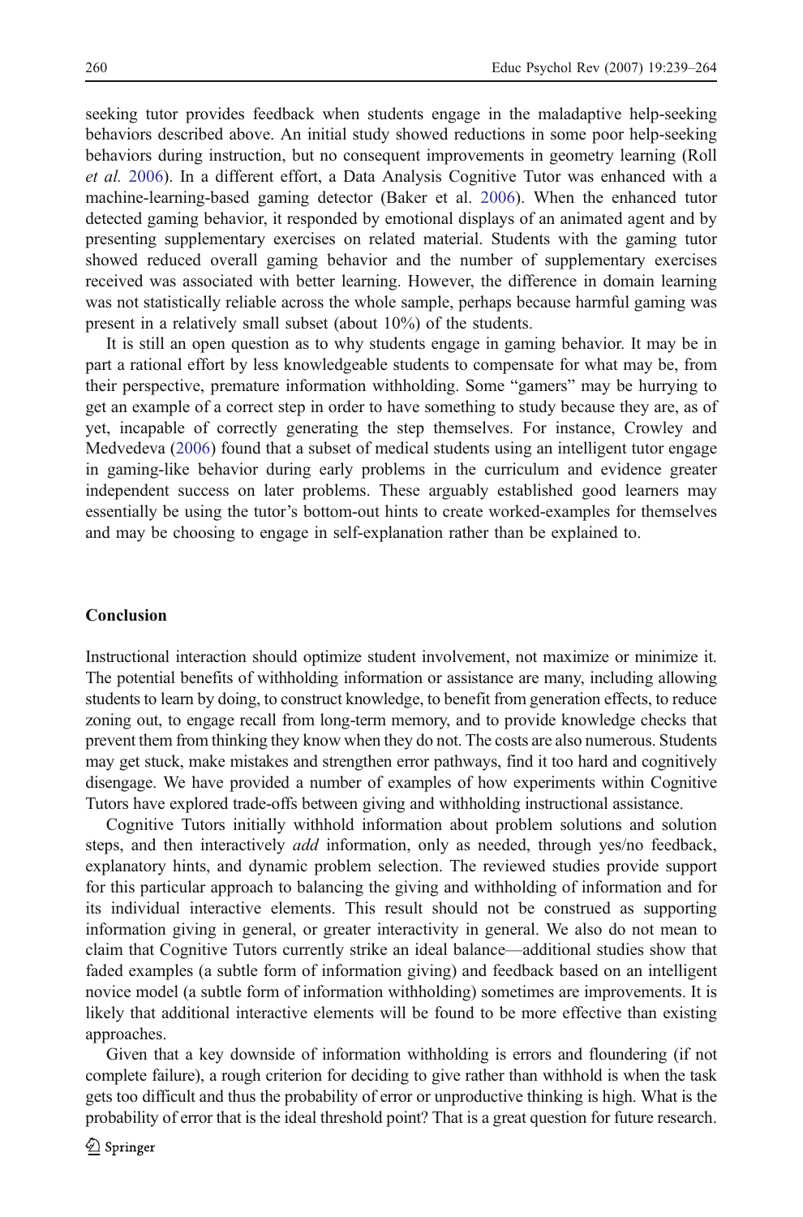seeking tutor provides feedback when students engage in the maladaptive help-seeking behaviors described above. An initial study showed reductions in some poor help-seeking behaviors during instruction, but no consequent improvements in geometry learning (Roll *et al.* 2006). In a different effort, a Data Analysis Cognitive Tutor was enhanced with a machine-learning-based gaming detector (Baker et al. 2006). When the enhanced tutor detected gaming behavior, it responded by emotional displays of an animated agent and by presenting supplementary exercises on related material. Students with the gaming tutor showed reduced overall gaming behavior and the number of supplementary exercises received was associated with better learning. However, the difference in domain learning was not statistically reliable across the whole sample, perhaps because harmful gaming was present in a relatively small subset (about 10%) of the students.

It is still an open question as to why students engage in gaming behavior. It may be in part a rational effort by less knowledgeable students to compensate for what may be, from their perspective, premature information withholding. Some "gamers" may be hurrying to get an example of a correct step in order to have something to study because they are, as of yet, incapable of correctly generating the step themselves. For instance, Crowley and Medvedeva (2006) found that a subset of medical students using an intelligent tutor engage in gaming-like behavior during early problems in the curriculum and evidence greater independent success on later problems. These arguably established good learners may essentially be using the tutor's bottom-out hints to create worked-examples for themselves and may be choosing to engage in self-explanation rather than be explained to.

## Conclusion

Instructional interaction should optimize student involvement, not maximize or minimize it. The potential benefits of withholding information or assistance are many, including allowing students to learn by doing, to construct knowledge, to benefit from generation effects, to reduce zoning out, to engage recall from long-term memory, and to provide knowledge checks that prevent them from thinking they know when they do not. The costs are also numerous. Students may get stuck, make mistakes and strengthen error pathways, find it too hard and cognitively disengage. We have provided a number of examples of how experiments within Cognitive Tutors have explored trade-offs between giving and withholding instructional assistance.

Cognitive Tutors initially withhold information about problem solutions and solution steps, and then interactively *add* information, only as needed, through yes/no feedback, explanatory hints, and dynamic problem selection. The reviewed studies provide support for this particular approach to balancing the giving and withholding of information and for its individual interactive elements. This result should not be construed as supporting information giving in general, or greater interactivity in general. We also do not mean to claim that Cognitive Tutors currently strike an ideal balance—additional studies show that faded examples (a subtle form of information giving) and feedback based on an intelligent novice model (a subtle form of information withholding) sometimes are improvements. It is likely that additional interactive elements will be found to be more effective than existing approaches.

Given that a key downside of information withholding is errors and floundering (if not complete failure), a rough criterion for deciding to give rather than withhold is when the task gets too difficult and thus the probability of error or unproductive thinking is high. What is the probability of error that is the ideal threshold point? That is a great question for future research.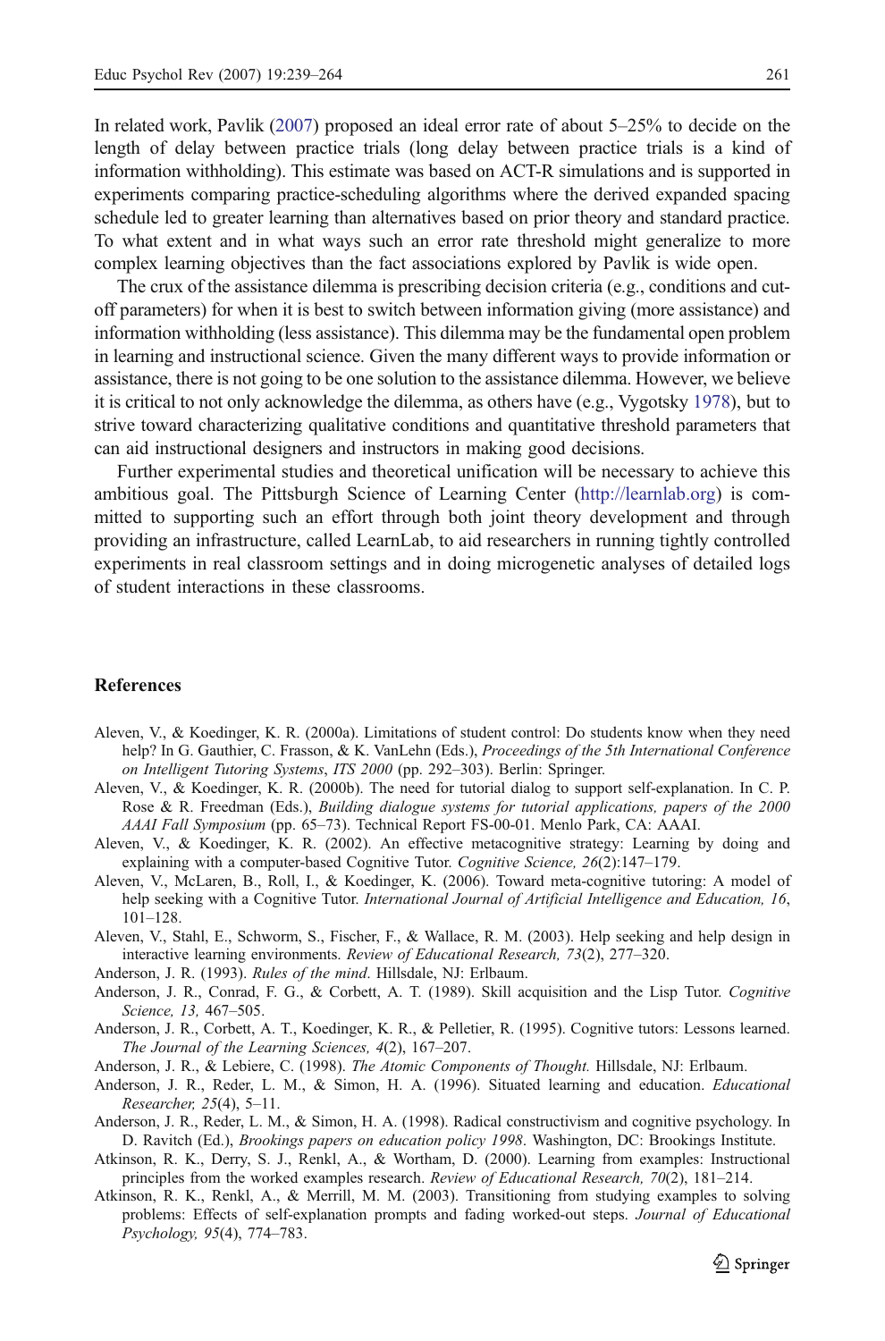In related work, Pavlik (2007) proposed an ideal error rate of about 5–25% to decide on the length of delay between practice trials (long delay between practice trials is a kind of information withholding). This estimate was based on ACT-R simulations and is supported in experiments comparing practice-scheduling algorithms where the derived expanded spacing schedule led to greater learning than alternatives based on prior theory and standard practice. To what extent and in what ways such an error rate threshold might generalize to more complex learning objectives than the fact associations explored by Pavlik is wide open.

The crux of the assistance dilemma is prescribing decision criteria (e.g., conditions and cut-off parameters) for when it is best to switch between information giving (more assistance) and information withholding (less assistance). This dilemma may be the fundamental open problem in learning and instructional science. Given the many different ways to provide information or assistance, there is not going to be one solution to the assistance dilemma. However, we believe it is critical to not only acknowledge the dilemma, as others have (e.g., Vygotsky 1978), but to strive toward characterizing qualitative conditions and quantitative threshold parameters that can aid instructional designers and instructors in making good decisions.

Further experimental studies and theoretical unification will be necessary to achieve this ambitious goal. The Pittsburgh Science of Learning Center (http://learnlab.org) is committed to supporting such an effort through both joint theory development and through providing an infrastructure, called LearnLab, to aid researchers in running tightly controlled experiments in real classroom settings and in doing microgenetic analyses of detailed logs of student interactions in these classrooms.

## References

Aleven, V., & Koedinger, K. R. (2000a). Limitations of student control: Do students know when they need help? In G. Gauthier, C. Frasson, & K. VanLehn (Eds.), *Proceedings of the 5th International Conference on Intelligent Tutoring Systems*, *ITS 2000* (pp. 292–303). Berlin: Springer.

Aleven, V., & Koedinger, K. R. (2000b). The need for tutorial dialog to support self-explanation. In C. P. Rose & R. Freedman (Eds.), *Building dialogue systems for tutorial applications, papers of the 2000 AAAI Fall Symposium* (pp. 65–73). Technical Report FS-00-01. Menlo Park, CA: AAAI.

Aleven, V., & Koedinger, K. R. (2002). An effective metacognitive strategy: Learning by doing and explaining with a computer-based Cognitive Tutor. *Cognitive Science, 26*(2):147–179.

Aleven, V., McLaren, B., Roll, I., & Koedinger, K. (2006). Toward meta-cognitive tutoring: A model of help seeking with a Cognitive Tutor. *International Journal of Artificial Intelligence and Education, 16*, 101–128.

Aleven, V., Stahl, E., Schworm, S., Fischer, F., & Wallace, R. M. (2003). Help seeking and help design in interactive learning environments. *Review of Educational Research, 73*(2), 277–320.

Anderson, J. R. (1993). *Rules of the mind*. Hillsdale, NJ: Erlbaum.

Anderson, J. R., Conrad, F. G., & Corbett, A. T. (1989). Skill acquisition and the Lisp Tutor. *Cognitive Science, 13,* 467–505.

Anderson, J. R., Corbett, A. T., Koedinger, K. R., & Pelletier, R. (1995). Cognitive tutors: Lessons learned. *The Journal of the Learning Sciences, 4*(2), 167–207.

Anderson, J. R., & Lebiere, C. (1998). *The Atomic Components of Thought.* Hillsdale, NJ: Erlbaum.

Anderson, J. R., Reder, L. M., & Simon, H. A. (1996). Situated learning and education. *Educational Researcher, 25*(4), 5–11.

Anderson, J. R., Reder, L. M., & Simon, H. A. (1998). Radical constructivism and cognitive psychology. In D. Ravitch (Ed.), *Brookings papers on education policy 1998*. Washington, DC: Brookings Institute.

Atkinson, R. K., Derry, S. J., Renkl, A., & Wortham, D. (2000). Learning from examples: Instructional principles from the worked examples research. *Review of Educational Research, 70*(2), 181–214.

Atkinson, R. K., Renkl, A., & Merrill, M. M. (2003). Transitioning from studying examples to solving problems: Effects of self-explanation prompts and fading worked-out steps. *Journal of Educational Psychology, 95*(4), 774–783.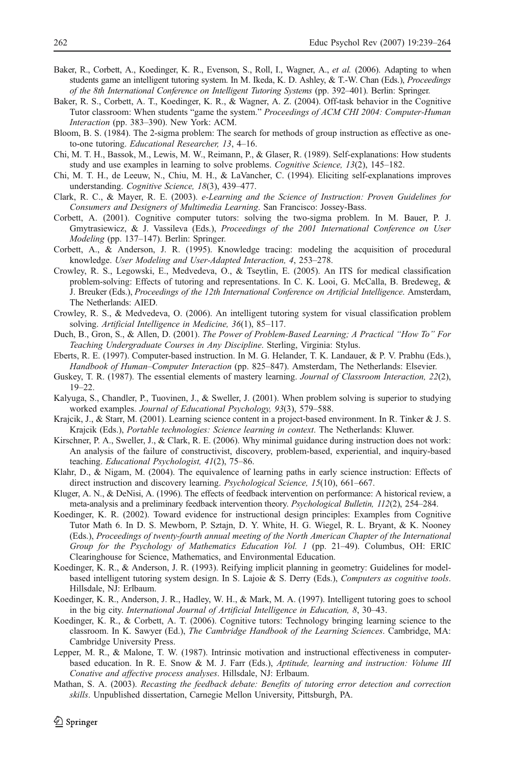Baker, R., Corbett, A., Koedinger, K. R., Evenson, S., Roll, I., Wagner, A., *et al.* (2006). Adapting to when students game an intelligent tutoring system. In M. Ikeda, K. D. Ashley, & T.-W. Chan (Eds.), *Proceedings of the 8th International Conference on Intelligent Tutoring Systems* (pp. 392–401). Berlin: Springer.

Baker, R. S., Corbett, A. T., Koedinger, K. R., & Wagner, A. Z. (2004). Off-task behavior in the Cognitive Tutor classroom: When students "game the system." *Proceedings of ACM CHI 2004: Computer-Human Interaction* (pp. 383–390). New York: ACM.

Bloom, B. S. (1984). The 2-sigma problem: The search for methods of group instruction as effective as one-to-one tutoring. *Educational Researcher, 13*, 4–16.

Chi, M. T. H., Bassok, M., Lewis, M. W., Reimann, P., & Glaser, R. (1989). Self-explanations: How students study and use examples in learning to solve problems. *Cognitive Science, 13*(2), 145–182.

Chi, M. T. H., de Leeuw, N., Chiu, M. H., & LaVancher, C. (1994). Eliciting self-explanations improves understanding. *Cognitive Science, 18*(3), 439–477.

Clark, R. C., & Mayer, R. E. (2003). *e-Learning and the Science of Instruction: Proven Guidelines for Consumers and Designers of Multimedia Learning*. San Francisco: Jossey-Bass.

Corbett, A. (2001). Cognitive computer tutors: solving the two-sigma problem. In M. Bauer, P. J. Gmytrasiewicz, & J. Vassileva (Eds.), *Proceedings of the 2001 International Conference on User Modeling* (pp. 137–147). Berlin: Springer.

Corbett, A., & Anderson, J. R. (1995). Knowledge tracing: modeling the acquisition of procedural knowledge. *User Modeling and User-Adapted Interaction, 4*, 253–278.

Crowley, R. S., Legowski, E., Medvedeva, O., & Tseytlin, E. (2005). An ITS for medical classification problem-solving: Effects of tutoring and representations. In C. K. Looi, G. McCalla, B. Bredeweg, & J. Breuker (Eds.), *Proceedings of the 12th International Conference on Artificial Intelligence*. Amsterdam, The Netherlands: AIED.

Crowley, R. S., & Medvedeva, O. (2006). An intelligent tutoring system for visual classification problem solving. *Artificial Intelligence in Medicine, 36*(1), 85–117.

Duch, B., Gron, S., & Allen, D. (2001). *The Power of Problem-Based Learning; A Practical "How To" For Teaching Undergraduate Courses in Any Discipline*. Sterling, Virginia: Stylus.

Eberts, R. E. (1997). Computer-based instruction. In M. G. Helander, T. K. Landauer, & P. V. Prabhu (Eds.), *Handbook of Human–Computer Interaction* (pp. 825–847). Amsterdam, The Netherlands: Elsevier.

Guskey, T. R. (1987). The essential elements of mastery learning. *Journal of Classroom Interaction, 22*(2), 19–22.

Kalyuga, S., Chandler, P., Tuovinen, J., & Sweller, J. (2001). When problem solving is superior to studying worked examples. *Journal of Educational Psychology, 93*(3), 579–588.

Krajcik, J., & Starr, M. (2001). Learning science content in a project-based environment. In R. Tinker & J. S. Krajcik (Eds.), *Portable technologies: Science learning in context*. The Netherlands: Kluwer.

Kirschner, P. A., Sweller, J., & Clark, R. E. (2006). Why minimal guidance during instruction does not work: An analysis of the failure of constructivist, discovery, problem-based, experiential, and inquiry-based teaching. *Educational Psychologist, 41*(2), 75–86.

Klahr, D., & Nigam, M. (2004). The equivalence of learning paths in early science instruction: Effects of direct instruction and discovery learning. *Psychological Science, 15*(10), 661–667.

Kluger, A. N., & DeNisi, A. (1996). The effects of feedback intervention on performance: A historical review, a meta-analysis and a preliminary feedback intervention theory. *Psychological Bulletin, 112*(2), 254–284.

Koedinger, K. R. (2002). Toward evidence for instructional design principles: Examples from Cognitive Tutor Math 6. In D. S. Mewborn, P. Sztajn, D. Y. White, H. G. Wiegel, R. L. Bryant, & K. Nooney (Eds.), *Proceedings of twenty-fourth annual meeting of the North American Chapter of the International Group for the Psychology of Mathematics Education Vol. 1* (pp. 21–49). Columbus, OH: ERIC Clearinghouse for Science, Mathematics, and Environmental Education.

Koedinger, K. R., & Anderson, J. R. (1993). Reifying implicit planning in geometry: Guidelines for model-based intelligent tutoring system design. In S. Lajoie & S. Derry (Eds.), *Computers as cognitive tools*. Hillsdale, NJ: Erlbaum.

Koedinger, K. R., Anderson, J. R., Hadley, W. H., & Mark, M. A. (1997). Intelligent tutoring goes to school in the big city. *International Journal of Artificial Intelligence in Education, 8*, 30–43.

Koedinger, K. R., & Corbett, A. T. (2006). Cognitive tutors: Technology bringing learning science to the classroom. In K. Sawyer (Ed.), *The Cambridge Handbook of the Learning Sciences*. Cambridge, MA: Cambridge University Press.

Lepper, M. R., & Malone, T. W. (1987). Intrinsic motivation and instructional effectiveness in computer-based education. In R. E. Snow & M. J. Farr (Eds.), *Aptitude, learning and instruction: Volume III Conative and affective process analyses*. Hillsdale, NJ: Erlbaum.

Mathan, S. A. (2003). *Recasting the feedback debate: Benefits of tutoring error detection and correction skills*. Unpublished dissertation, Carnegie Mellon University, Pittsburgh, PA.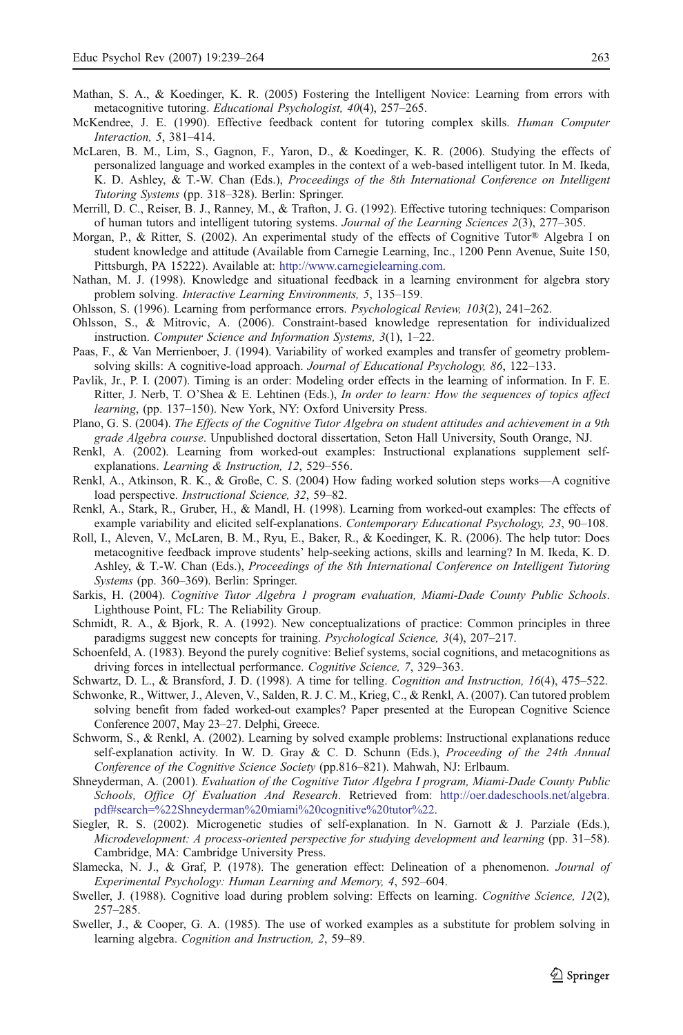Mathan, S. A., & Koedinger, K. R. (2005) Fostering the Intelligent Novice: Learning from errors with metacognitive tutoring. *Educational Psychologist, 40*(4), 257–265.

McKendree, J. E. (1990). Effective feedback content for tutoring complex skills. *Human Computer Interaction, 5*, 381–414.

McLaren, B. M., Lim, S., Gagnon, F., Yaron, D., & Koedinger, K. R. (2006). Studying the effects of personalized language and worked examples in the context of a web-based intelligent tutor. In M. Ikeda, K. D. Ashley, & T.-W. Chan (Eds.), *Proceedings of the 8th International Conference on Intelligent Tutoring Systems* (pp. 318–328). Berlin: Springer.

Merrill, D. C., Reiser, B. J., Ranney, M., & Trafton, J. G. (1992). Effective tutoring techniques: Comparison of human tutors and intelligent tutoring systems. *Journal of the Learning Sciences 2*(3), 277–305.

Morgan, P., & Ritter, S. (2002). An experimental study of the effects of Cognitive Tutor® Algebra I on student knowledge and attitude (Available from Carnegie Learning, Inc., 1200 Penn Avenue, Suite 150, Pittsburgh, PA 15222). Available at: http://www.carnegielearning.com.

Nathan, M. J. (1998). Knowledge and situational feedback in a learning environment for algebra story problem solving. *Interactive Learning Environments, 5*, 135–159.

Ohlsson, S. (1996). Learning from performance errors. *Psychological Review, 103*(2), 241–262.

Ohlsson, S., & Mitrovic, A. (2006). Constraint-based knowledge representation for individualized instruction. *Computer Science and Information Systems, 3*(1), 1–22.

Paas, F., & Van Merrienboer, J. (1994). Variability of worked examples and transfer of geometry problem-solving skills: A cognitive-load approach. *Journal of Educational Psychology, 86*, 122–133.

Pavlik, Jr., P. I. (2007). Timing is an order: Modeling order effects in the learning of information. In F. E. Ritter, J. Nerb, T. O'Shea & E. Lehtinen (Eds.), *In order to learn: How the sequences of topics affect learning*, (pp. 137–150). New York, NY: Oxford University Press.

Plano, G. S. (2004). *The Effects of the Cognitive Tutor Algebra on student attitudes and achievement in a 9th grade Algebra course*. Unpublished doctoral dissertation, Seton Hall University, South Orange, NJ.

Renkl, A. (2002). Learning from worked-out examples: Instructional explanations supplement self-explanations. *Learning & Instruction, 12*, 529–556.

Renkl, A., Atkinson, R. K., & Große, C. S. (2004) How fading worked solution steps works—A cognitive load perspective. *Instructional Science, 32*, 59–82.

Renkl, A., Stark, R., Gruber, H., & Mandl, H. (1998). Learning from worked-out examples: The effects of example variability and elicited self-explanations. *Contemporary Educational Psychology, 23*, 90–108.

Roll, I., Aleven, V., McLaren, B. M., Ryu, E., Baker, R., & Koedinger, K. R. (2006). The help tutor: Does metacognitive feedback improve students' help-seeking actions, skills and learning? In M. Ikeda, K. D. Ashley, & T.-W. Chan (Eds.), *Proceedings of the 8th International Conference on Intelligent Tutoring Systems* (pp. 360–369). Berlin: Springer.

Sarkis, H. (2004). *Cognitive Tutor Algebra 1 program evaluation, Miami-Dade County Public Schools*. Lighthouse Point, FL: The Reliability Group.

Schmidt, R. A., & Bjork, R. A. (1992). New conceptualizations of practice: Common principles in three paradigms suggest new concepts for training. *Psychological Science, 3*(4), 207–217.

Schoenfeld, A. (1983). Beyond the purely cognitive: Belief systems, social cognitions, and metacognitions as driving forces in intellectual performance. *Cognitive Science, 7*, 329–363.

Schwartz, D. L., & Bransford, J. D. (1998). A time for telling. *Cognition and Instruction, 16*(4), 475–522.

Schwonke, R., Wittwer, J., Aleven, V., Salden, R. J. C. M., Krieg, C., & Renkl, A. (2007). Can tutored problem solving benefit from faded worked-out examples? Paper presented at the European Cognitive Science Conference 2007, May 23–27. Delphi, Greece.

Schworm, S., & Renkl, A. (2002). Learning by solved example problems: Instructional explanations reduce self-explanation activity. In W. D. Gray & C. D. Schunn (Eds.), *Proceeding of the 24th Annual Conference of the Cognitive Science Society* (pp.816–821). Mahwah, NJ: Erlbaum.

Shneyderman, A. (2001). *Evaluation of the Cognitive Tutor Algebra I program, Miami-Dade County Public Schools, Office Of Evaluation And Research*. Retrieved from: http://oer.dadeschools.net/algebra.pdf#search=%22Shneyderman%20miami%20cognitive%20tutor%22.

Siegler, R. S. (2002). Microgenetic studies of self-explanation. In N. Garnott & J. Parziale (Eds.), *Microdevelopment: A process-oriented perspective for studying development and learning* (pp. 31–58). Cambridge, MA: Cambridge University Press.

Slamecka, N. J., & Graf, P. (1978). The generation effect: Delineation of a phenomenon. *Journal of Experimental Psychology: Human Learning and Memory, 4*, 592–604.

Sweller, J. (1988). Cognitive load during problem solving: Effects on learning. *Cognitive Science, 12*(2), 257–285.

Sweller, J., & Cooper, G. A. (1985). The use of worked examples as a substitute for problem solving in learning algebra. *Cognition and Instruction, 2*, 59–89.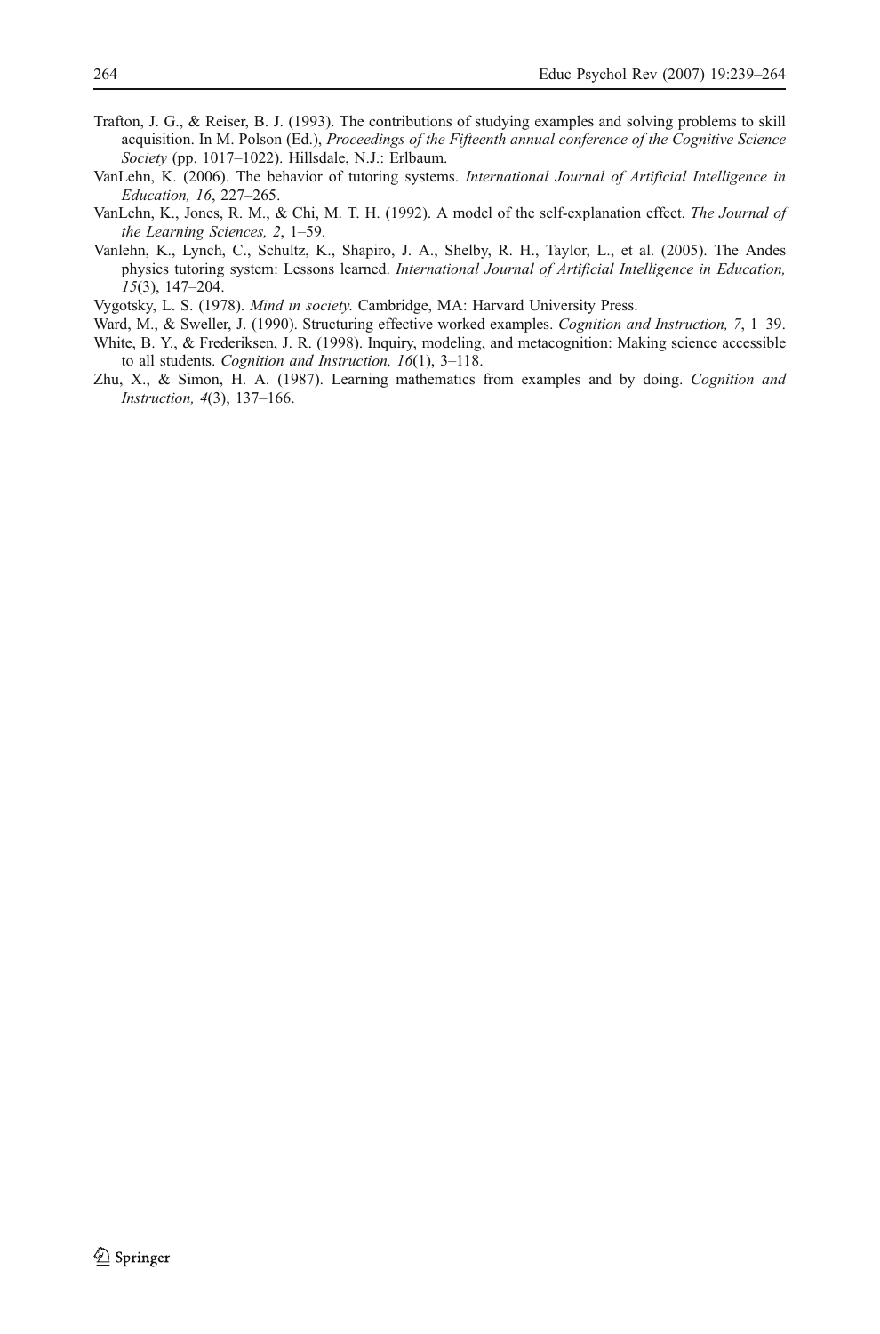Trafton, J. G., & Reiser, B. J. (1993). The contributions of studying examples and solving problems to skill acquisition. In M. Polson (Ed.), *Proceedings of the Fifteenth annual conference of the Cognitive Science Society* (pp. 1017–1022). Hillsdale, N.J.: Erlbaum.

VanLehn, K. (2006). The behavior of tutoring systems. *International Journal of Artificial Intelligence in Education, 16*, 227–265.

VanLehn, K., Jones, R. M., & Chi, M. T. H. (1992). A model of the self-explanation effect. *The Journal of the Learning Sciences, 2*, 1–59.

Vanlehn, K., Lynch, C., Schultz, K., Shapiro, J. A., Shelby, R. H., Taylor, L., et al. (2005). The Andes physics tutoring system: Lessons learned. *International Journal of Artificial Intelligence in Education, 15*(3), 147–204.

Vygotsky, L. S. (1978). *Mind in society*. Cambridge, MA: Harvard University Press.

Ward, M., & Sweller, J. (1990). Structuring effective worked examples. *Cognition and Instruction, 7*, 1–39.

White, B. Y., & Frederiksen, J. R. (1998). Inquiry, modeling, and metacognition: Making science accessible to all students. *Cognition and Instruction, 16*(1), 3–118.

Zhu, X., & Simon, H. A. (1987). Learning mathematics from examples and by doing. *Cognition and Instruction, 4*(3), 137–166.